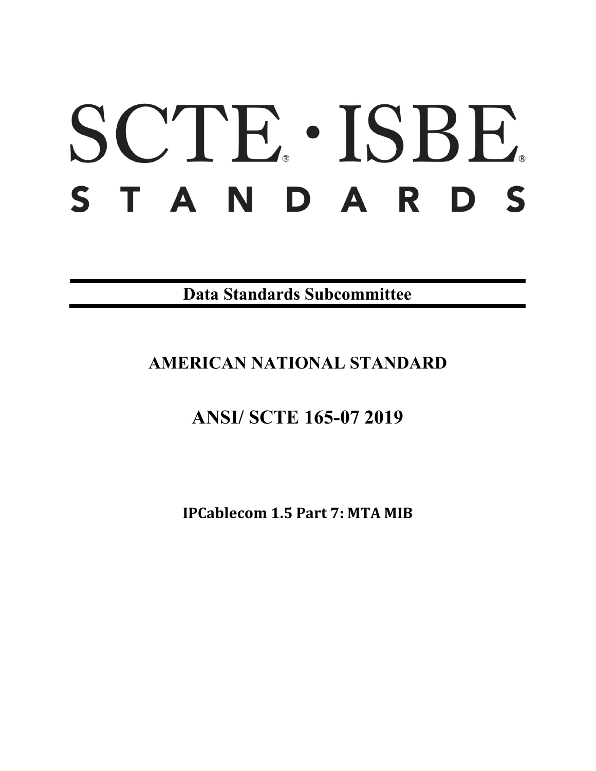# SCTE · ISBE

# STANDARDS

**Data Standards Subcommittee**

## AMERICAN NATIONAL STANDARD

## ANSI/ SCTE 165-07 2019

**IPCablecom 1.5 Part 7: MTA MIB**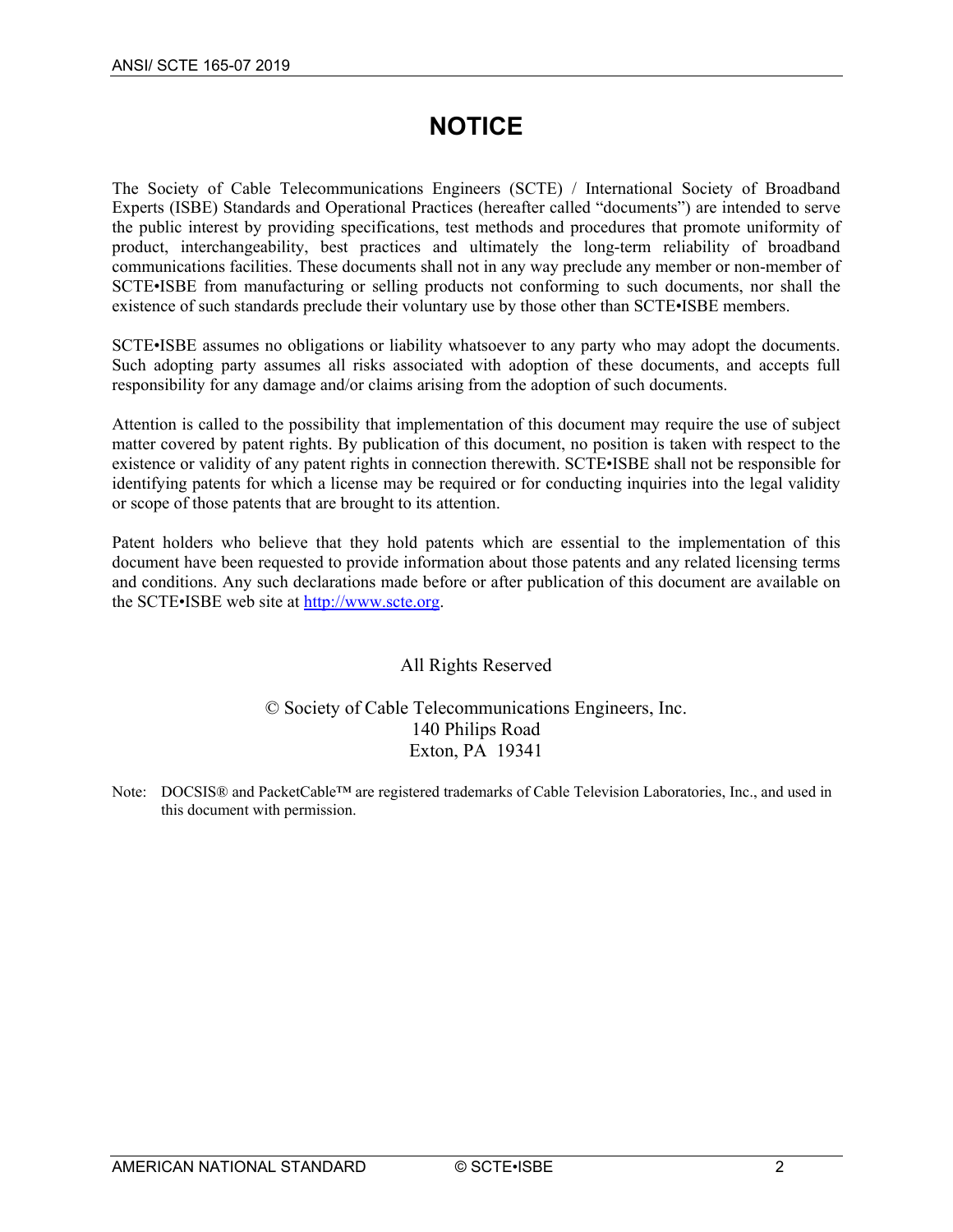# NOTICE

The Society of Cable Telecommunications Engineers (SCTE) / International Society of Broadband Experts (ISBE) Standards and Operational Practices (hereafter called "documents") are intended to serve the public interest by providing specifications, test methods and procedures that promote uniformity of product, interchangeability, best practices and ultimately the long-term reliability of broadband communications facilities. These documents shall not in any way preclude any member or non-member of SCTE•ISBE from manufacturing or selling products not conforming to such documents, nor shall the existence of such standards preclude their voluntary use by those other than SCTE•ISBE members.

SCTE•ISBE assumes no obligations or liability whatsoever to any party who may adopt the documents. Such adopting party assumes all risks associated with adoption of these documents, and accepts full responsibility for any damage and/or claims arising from the adoption of such documents.

Attention is called to the possibility that implementation of this document may require the use of subject matter covered by patent rights. By publication of this document, no position is taken with respect to the existence or validity of any patent rights in connection therewith. SCTE•ISBE shall not be responsible for identifying patents for which a license may be required or for conducting inquiries into the legal validity or scope of those patents that are brought to its attention.

Patent holders who believe that they hold patents which are essential to the implementation of this document have been requested to provide information about those patents and any related licensing terms and conditions. Any such declarations made before or after publication of this document are available on the SCTE•ISBE web site at http://www.scte.org.

All Rights Reserved

© Society of Cable Telecommunications Engineers, Inc.
140 Philips Road
Exton, PA 19341

Note: DOCSIS® and PacketCable™ are registered trademarks of Cable Television Laboratories, Inc., and used in this document with permission.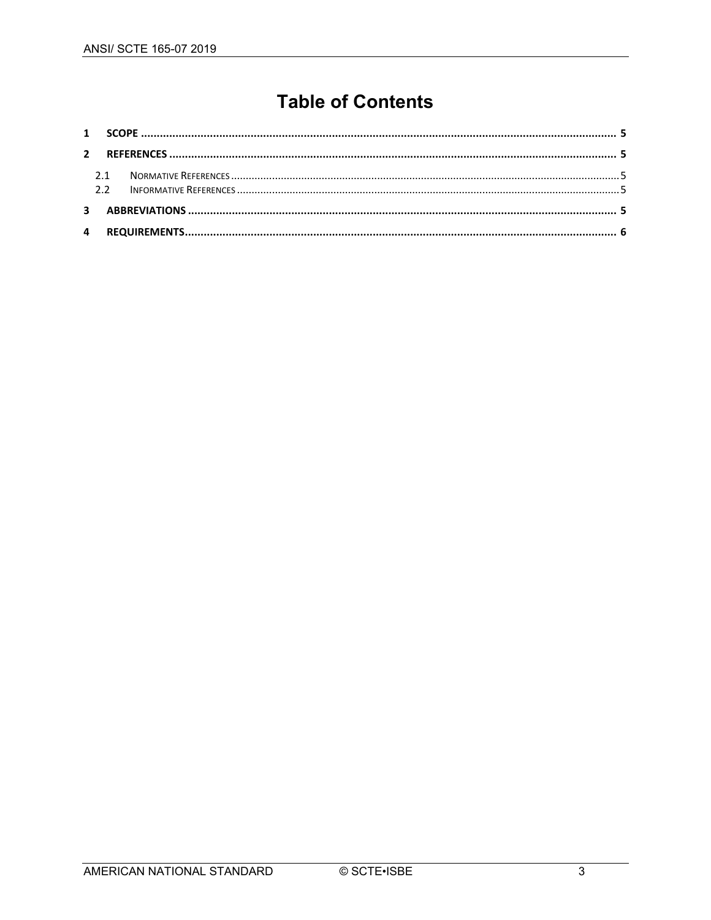# Table of Contents

1 SCOPE ........................................................................................................................................... 5

2 REFERENCES ................................................................................................................................. 5

2.1 NORMATIVE REFERENCES ........................................................................................................................ 5

2.2 INFORMATIVE REFERENCES ...................................................................................................................... 5

3 ABBREVIATIONS ........................................................................................................................... 5

4 REQUIREMENTS ........................................................................................................................... 6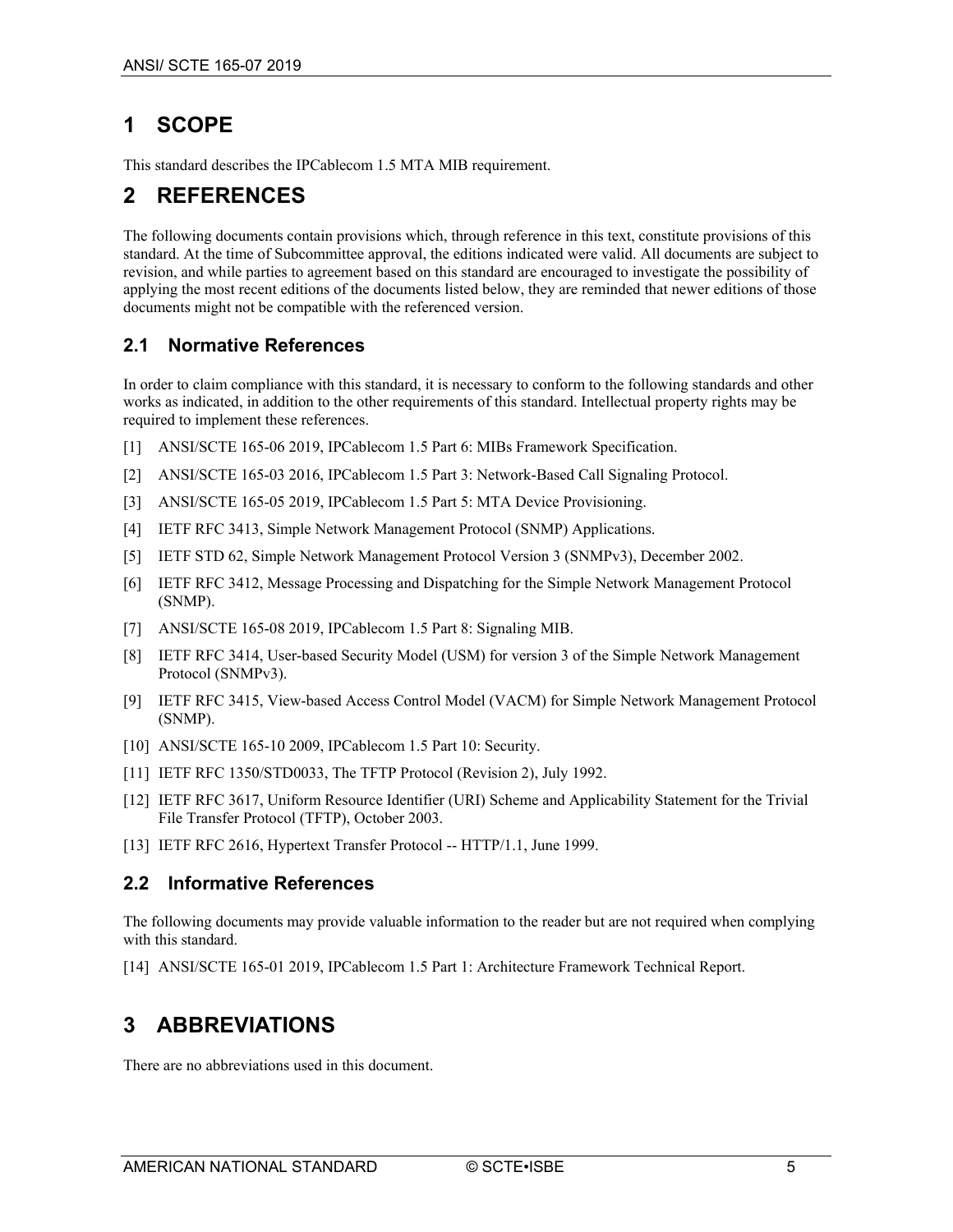# 1 SCOPE

This standard describes the IPCablecom 1.5 MTA MIB requirement.

# 2 REFERENCES

The following documents contain provisions which, through reference in this text, constitute provisions of this standard. At the time of Subcommittee approval, the editions indicated were valid. All documents are subject to revision, and while parties to agreement based on this standard are encouraged to investigate the possibility of applying the most recent editions of the documents listed below, they are reminded that newer editions of those documents might not be compatible with the referenced version.

## 2.1 Normative References

In order to claim compliance with this standard, it is necessary to conform to the following standards and other works as indicated, in addition to the other requirements of this standard. Intellectual property rights may be required to implement these references.

[1] ANSI/SCTE 165-06 2019, IPCablecom 1.5 Part 6: MIBs Framework Specification.

[2] ANSI/SCTE 165-03 2016, IPCablecom 1.5 Part 3: Network-Based Call Signaling Protocol.

[3] ANSI/SCTE 165-05 2019, IPCablecom 1.5 Part 5: MTA Device Provisioning.

[4] IETF RFC 3413, Simple Network Management Protocol (SNMP) Applications.

[5] IETF STD 62, Simple Network Management Protocol Version 3 (SNMPv3), December 2002.

[6] IETF RFC 3412, Message Processing and Dispatching for the Simple Network Management Protocol (SNMP).

[7] ANSI/SCTE 165-08 2019, IPCablecom 1.5 Part 8: Signaling MIB.

[8] IETF RFC 3414, User-based Security Model (USM) for version 3 of the Simple Network Management Protocol (SNMPv3).

[9] IETF RFC 3415, View-based Access Control Model (VACM) for Simple Network Management Protocol (SNMP).

[10] ANSI/SCTE 165-10 2009, IPCablecom 1.5 Part 10: Security.

[11] IETF RFC 1350/STD0033, The TFTP Protocol (Revision 2), July 1992.

[12] IETF RFC 3617, Uniform Resource Identifier (URI) Scheme and Applicability Statement for the Trivial File Transfer Protocol (TFTP), October 2003.

[13] IETF RFC 2616, Hypertext Transfer Protocol -- HTTP/1.1, June 1999.

## 2.2 Informative References

The following documents may provide valuable information to the reader but are not required when complying with this standard.

[14] ANSI/SCTE 165-01 2019, IPCablecom 1.5 Part 1: Architecture Framework Technical Report.

# 3 ABBREVIATIONS

There are no abbreviations used in this document.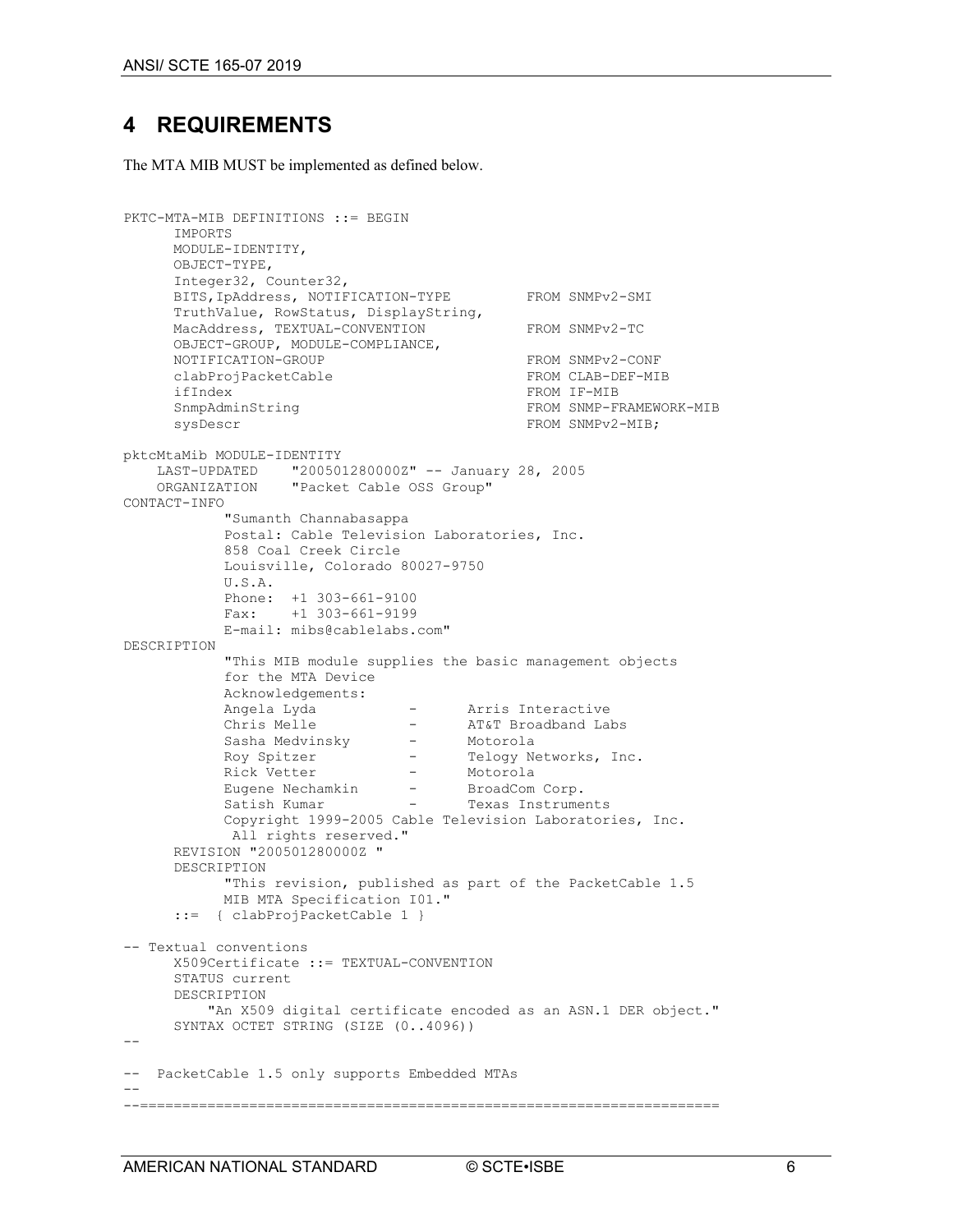# 4 REQUIREMENTS

The MTA MIB MUST be implemented as defined below.

```
PKTC-MTA-MIB DEFINITIONS ::= BEGIN
      IMPORTS
      MODULE-IDENTITY,
      OBJECT-TYPE,
      Integer32, Counter32,
      BITS,IpAddress, NOTIFICATION-TYPE         FROM SNMPv2-SMI
      TruthValue, RowStatus, DisplayString,
      MacAddress, TEXTUAL-CONVENTION            FROM SNMPv2-TC
      OBJECT-GROUP, MODULE-COMPLIANCE,
      NOTIFICATION-GROUP                        FROM SNMPv2-CONF
      clabProjPacketCable                       FROM CLAB-DEF-MIB
      ifIndex                                   FROM IF-MIB
      SnmpAdminString                           FROM SNMP-FRAMEWORK-MIB
      sysDescr                                  FROM SNMPv2-MIB;

pktcMtaMib MODULE-IDENTITY
    LAST-UPDATED    "200501280000Z" -- January 28, 2005
    ORGANIZATION    "Packet Cable OSS Group"
CONTACT-INFO
            "Sumanth Channabasappa
            Postal: Cable Television Laboratories, Inc.
            858 Coal Creek Circle
            Louisville, Colorado 80027-9750
            U.S.A.
            Phone:  +1 303-661-9100
            Fax:    +1 303-661-9199
            E-mail: mibs@cablelabs.com"
DESCRIPTION
            "This MIB module supplies the basic management objects
            for the MTA Device
            Acknowledgements:
            Angela Lyda           -      Arris Interactive
            Chris Melle           -      AT&T Broadband Labs
            Sasha Medvinsky       -      Motorola
            Roy Spitzer           -      Telogy Networks, Inc.
            Rick Vetter           -      Motorola
            Eugene Nechamkin      -      BroadCom Corp.
            Satish Kumar          -      Texas Instruments
            Copyright 1999-2005 Cable Television Laboratories, Inc.
             All rights reserved."
      REVISION "200501280000Z "
      DESCRIPTION
            "This revision, published as part of the PacketCable 1.5
            MIB MTA Specification I01."
      ::=  { clabProjPacketCable 1 }

-- Textual conventions
      X509Certificate ::= TEXTUAL-CONVENTION
      STATUS current
      DESCRIPTION
          "An X509 digital certificate encoded as an ASN.1 DER object."
      SYNTAX OCTET STRING (SIZE (0..4096))
--
--  PacketCable 1.5 only supports Embedded MTAs
--
--=====================================================================
```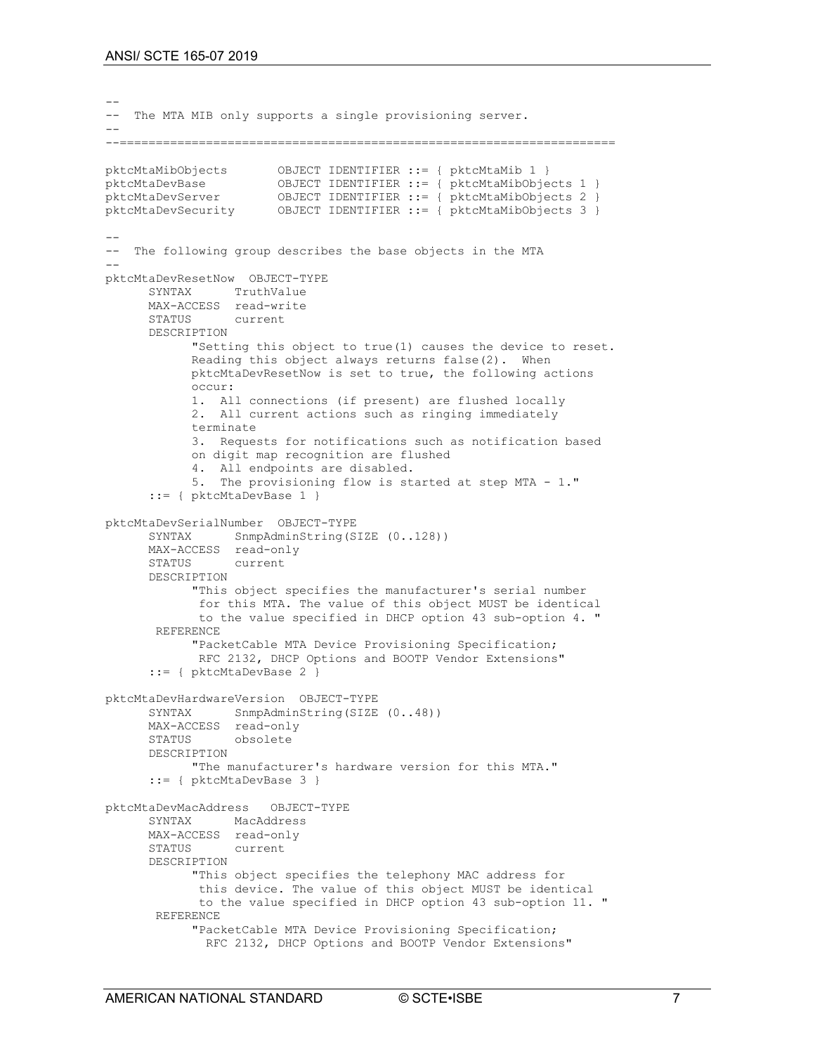```
--
-- The MTA MIB only supports a single provisioning server.
--
--=====================================================================

pktcMtaMibObjects       OBJECT IDENTIFIER ::= { pktcMtaMib 1 }
pktcMtaDevBase          OBJECT IDENTIFIER ::= { pktcMtaMibObjects 1 }
pktcMtaDevServer        OBJECT IDENTIFIER ::= { pktcMtaMibObjects 2 }
pktcMtaDevSecurity      OBJECT IDENTIFIER ::= { pktcMtaMibObjects 3 }

--
-- The following group describes the base objects in the MTA
--
pktcMtaDevResetNow  OBJECT-TYPE
      SYNTAX      TruthValue
      MAX-ACCESS  read-write
      STATUS      current
      DESCRIPTION
            "Setting this object to true(1) causes the device to reset.
            Reading this object always returns false(2).  When
            pktcMtaDevResetNow is set to true, the following actions
            occur:
            1.  All connections (if present) are flushed locally
            2.  All current actions such as ringing immediately
            terminate
            3.  Requests for notifications such as notification based
            on digit map recognition are flushed
            4.  All endpoints are disabled.
            5.  The provisioning flow is started at step MTA - 1."
      ::= { pktcMtaDevBase 1 }

pktcMtaDevSerialNumber  OBJECT-TYPE
      SYNTAX      SnmpAdminString(SIZE (0..128))
      MAX-ACCESS  read-only
      STATUS      current
      DESCRIPTION
            "This object specifies the manufacturer's serial number
             for this MTA. The value of this object MUST be identical
             to the value specified in DHCP option 43 sub-option 4. "
       REFERENCE
            "PacketCable MTA Device Provisioning Specification;
             RFC 2132, DHCP Options and BOOTP Vendor Extensions"
      ::= { pktcMtaDevBase 2 }

pktcMtaDevHardwareVersion  OBJECT-TYPE
      SYNTAX      SnmpAdminString(SIZE (0..48))
      MAX-ACCESS  read-only
      STATUS      obsolete
      DESCRIPTION
            "The manufacturer's hardware version for this MTA."
      ::= { pktcMtaDevBase 3 }

pktcMtaDevMacAddress   OBJECT-TYPE
      SYNTAX      MacAddress
      MAX-ACCESS  read-only
      STATUS      current
      DESCRIPTION
            "This object specifies the telephony MAC address for
             this device. The value of this object MUST be identical
             to the value specified in DHCP option 43 sub-option 11. "
       REFERENCE
            "PacketCable MTA Device Provisioning Specification;
              RFC 2132, DHCP Options and BOOTP Vendor Extensions"
```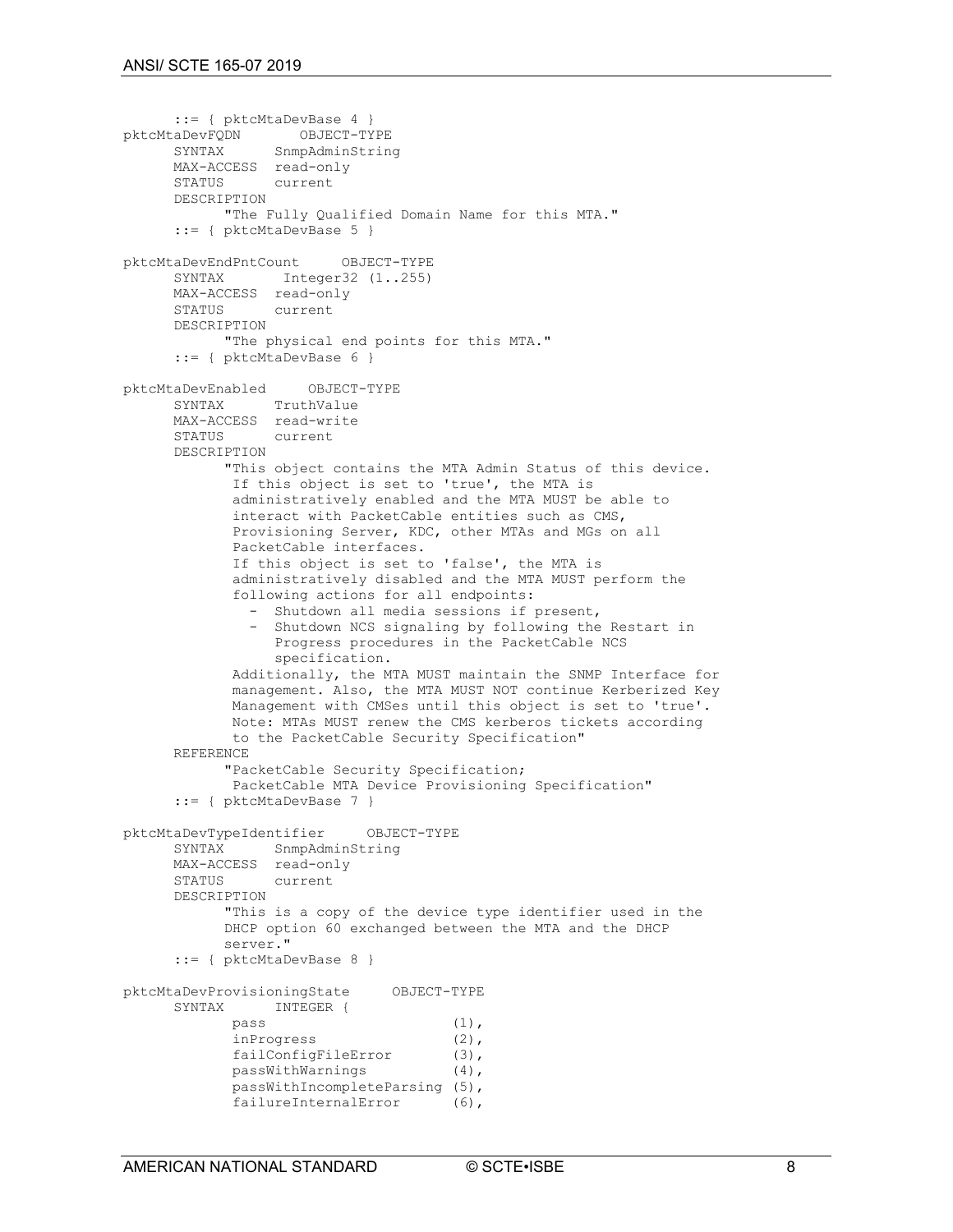```
      ::= { pktcMtaDevBase 4 }
pktcMtaDevFQDN        OBJECT-TYPE
      SYNTAX      SnmpAdminString
      MAX-ACCESS  read-only
      STATUS      current
      DESCRIPTION
            "The Fully Qualified Domain Name for this MTA."
      ::= { pktcMtaDevBase 5 }

pktcMtaDevEndPntCount     OBJECT-TYPE
      SYNTAX       Integer32 (1..255)
      MAX-ACCESS  read-only
      STATUS      current
      DESCRIPTION
            "The physical end points for this MTA."
      ::= { pktcMtaDevBase 6 }

pktcMtaDevEnabled     OBJECT-TYPE
      SYNTAX      TruthValue
      MAX-ACCESS  read-write
      STATUS      current
      DESCRIPTION
            "This object contains the MTA Admin Status of this device.
             If this object is set to 'true', the MTA is
             administratively enabled and the MTA MUST be able to
             interact with PacketCable entities such as CMS,
             Provisioning Server, KDC, other MTAs and MGs on all
             PacketCable interfaces.
             If this object is set to 'false', the MTA is
             administratively disabled and the MTA MUST perform the
             following actions for all endpoints:
               -  Shutdown all media sessions if present,
               -  Shutdown NCS signaling by following the Restart in
                  Progress procedures in the PacketCable NCS
                  specification.
             Additionally, the MTA MUST maintain the SNMP Interface for
             management. Also, the MTA MUST NOT continue Kerberized Key
             Management with CMSes until this object is set to 'true'.
             Note: MTAs MUST renew the CMS kerberos tickets according
             to the PacketCable Security Specification"
      REFERENCE
            "PacketCable Security Specification;
             PacketCable MTA Device Provisioning Specification"
      ::= { pktcMtaDevBase 7 }

pktcMtaDevTypeIdentifier     OBJECT-TYPE
      SYNTAX      SnmpAdminString
      MAX-ACCESS  read-only
      STATUS      current
      DESCRIPTION
            "This is a copy of the device type identifier used in the
            DHCP option 60 exchanged between the MTA and the DHCP
            server."
      ::= { pktcMtaDevBase 8 }

pktcMtaDevProvisioningState     OBJECT-TYPE
      SYNTAX      INTEGER {
             pass                      (1),
             inProgress                (2),
             failConfigFileError       (3),
             passWithWarnings          (4),
             passWithIncompleteParsing (5),
             failureInternalError      (6),
```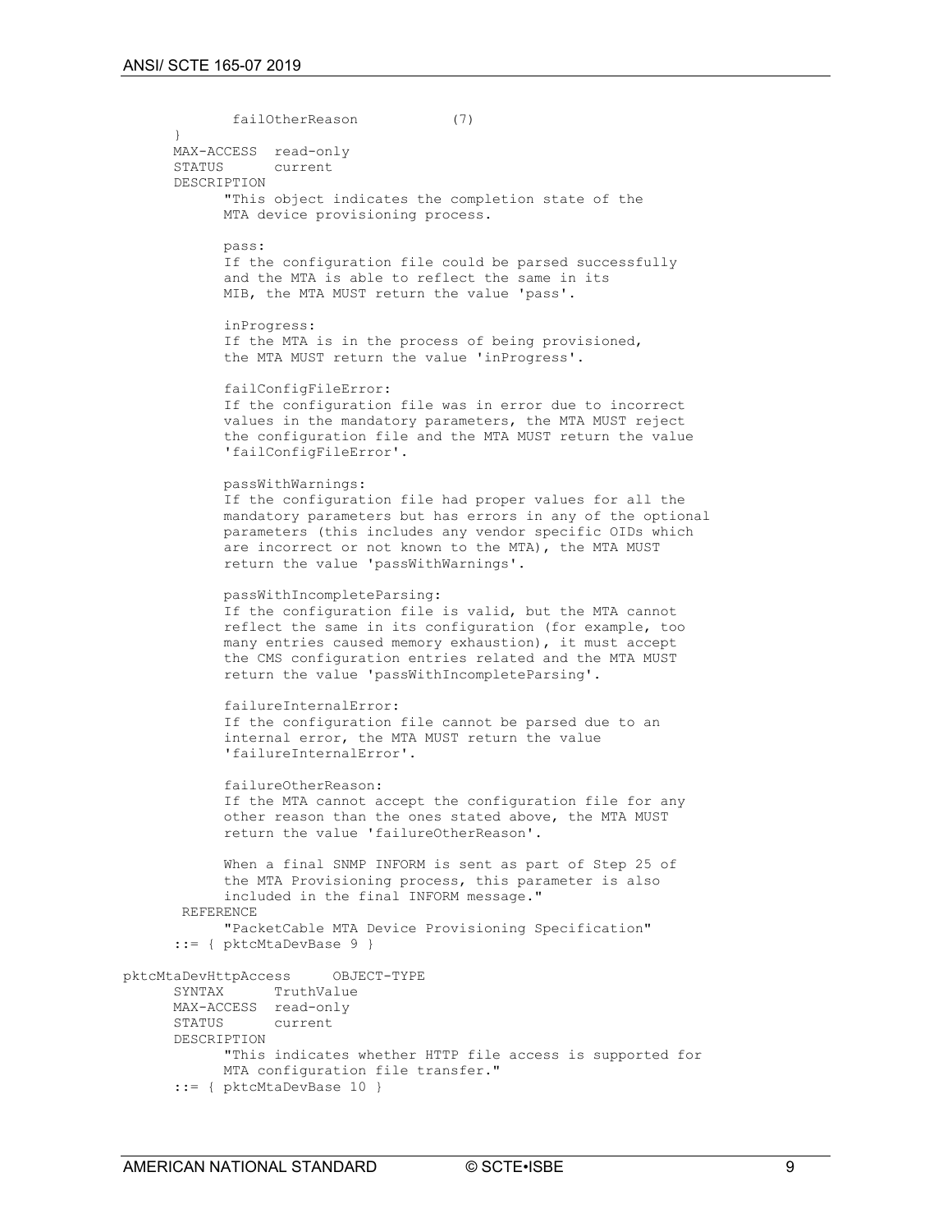```
            failOtherReason           (7)
      }
      MAX-ACCESS  read-only
      STATUS      current
      DESCRIPTION
            "This object indicates the completion state of the
            MTA device provisioning process.

            pass:
            If the configuration file could be parsed successfully
            and the MTA is able to reflect the same in its
            MIB, the MTA MUST return the value 'pass'.

            inProgress:
            If the MTA is in the process of being provisioned,
            the MTA MUST return the value 'inProgress'.

            failConfigFileError:
            If the configuration file was in error due to incorrect
            values in the mandatory parameters, the MTA MUST reject
            the configuration file and the MTA MUST return the value
            'failConfigFileError'.

            passWithWarnings:
            If the configuration file had proper values for all the
            mandatory parameters but has errors in any of the optional
            parameters (this includes any vendor specific OIDs which
            are incorrect or not known to the MTA), the MTA MUST
            return the value 'passWithWarnings'.

            passWithIncompleteParsing:
            If the configuration file is valid, but the MTA cannot
            reflect the same in its configuration (for example, too
            many entries caused memory exhaustion), it must accept
            the CMS configuration entries related and the MTA MUST
            return the value 'passWithIncompleteParsing'.

            failureInternalError:
            If the configuration file cannot be parsed due to an
            internal error, the MTA MUST return the value
            'failureInternalError'.

            failureOtherReason:
            If the MTA cannot accept the configuration file for any
            other reason than the ones stated above, the MTA MUST
            return the value 'failureOtherReason'.

            When a final SNMP INFORM is sent as part of Step 25 of
            the MTA Provisioning process, this parameter is also
            included in the final INFORM message."
       REFERENCE
            "PacketCable MTA Device Provisioning Specification"
      ::= { pktcMtaDevBase 9 }

pktcMtaDevHttpAccess     OBJECT-TYPE
      SYNTAX      TruthValue
      MAX-ACCESS  read-only
      STATUS      current
      DESCRIPTION
            "This indicates whether HTTP file access is supported for
            MTA configuration file transfer."
      ::= { pktcMtaDevBase 10 }
```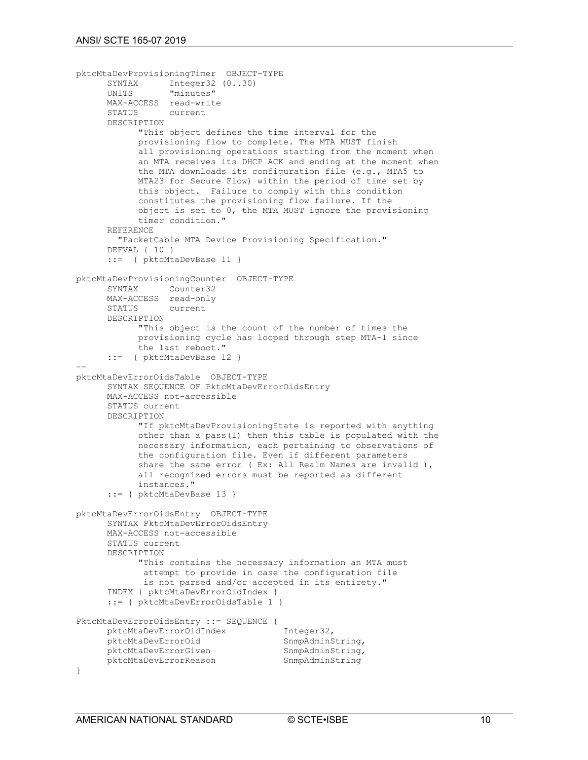```
pktcMtaDevProvisioningTimer  OBJECT-TYPE
      SYNTAX      Integer32 (0..30)
      UNITS       "minutes"
      MAX-ACCESS  read-write
      STATUS      current
      DESCRIPTION
            "This object defines the time interval for the
            provisioning flow to complete. The MTA MUST finish
            all provisioning operations starting from the moment when
            an MTA receives its DHCP ACK and ending at the moment when
            the MTA downloads its configuration file (e.g., MTA5 to
            MTA23 for Secure Flow) within the period of time set by
            this object.  Failure to comply with this condition
            constitutes the provisioning flow failure. If the
            object is set to 0, the MTA MUST ignore the provisioning
            timer condition."
      REFERENCE
        "PacketCable MTA Device Provisioning Specification."
      DEFVAL { 10 }
      ::=  { pktcMtaDevBase 11 }

pktcMtaDevProvisioningCounter  OBJECT-TYPE
      SYNTAX      Counter32
      MAX-ACCESS  read-only
      STATUS      current
      DESCRIPTION
            "This object is the count of the number of times the
            provisioning cycle has looped through step MTA-1 since
            the last reboot."
      ::=  { pktcMtaDevBase 12 }
--
pktcMtaDevErrorOidsTable  OBJECT-TYPE
      SYNTAX SEQUENCE OF PktcMtaDevErrorOidsEntry
      MAX-ACCESS not-accessible
      STATUS current
      DESCRIPTION
            "If pktcMtaDevProvisioningState is reported with anything
            other than a pass(1) then this table is populated with the
            necessary information, each pertaining to observations of
            the configuration file. Even if different parameters
            share the same error ( Ex: All Realm Names are invalid ),
            all recognized errors must be reported as different
            instances."
      ::= { pktcMtaDevBase 13 }

pktcMtaDevErrorOidsEntry  OBJECT-TYPE
      SYNTAX PktcMtaDevErrorOidsEntry
      MAX-ACCESS not-accessible
      STATUS current
      DESCRIPTION
            "This contains the necessary information an MTA must
             attempt to provide in case the configuration file
             is not parsed and/or accepted in its entirety."
      INDEX { pktcMtaDevErrorOidIndex }
      ::= { pktcMtaDevErrorOidsTable 1 }

PktcMtaDevErrorOidsEntry ::= SEQUENCE {
      pktcMtaDevErrorOidIndex           Integer32,
      pktcMtaDevErrorOid                SnmpAdminString,
      pktcMtaDevErrorGiven              SnmpAdminString,
      pktcMtaDevErrorReason             SnmpAdminString
}
```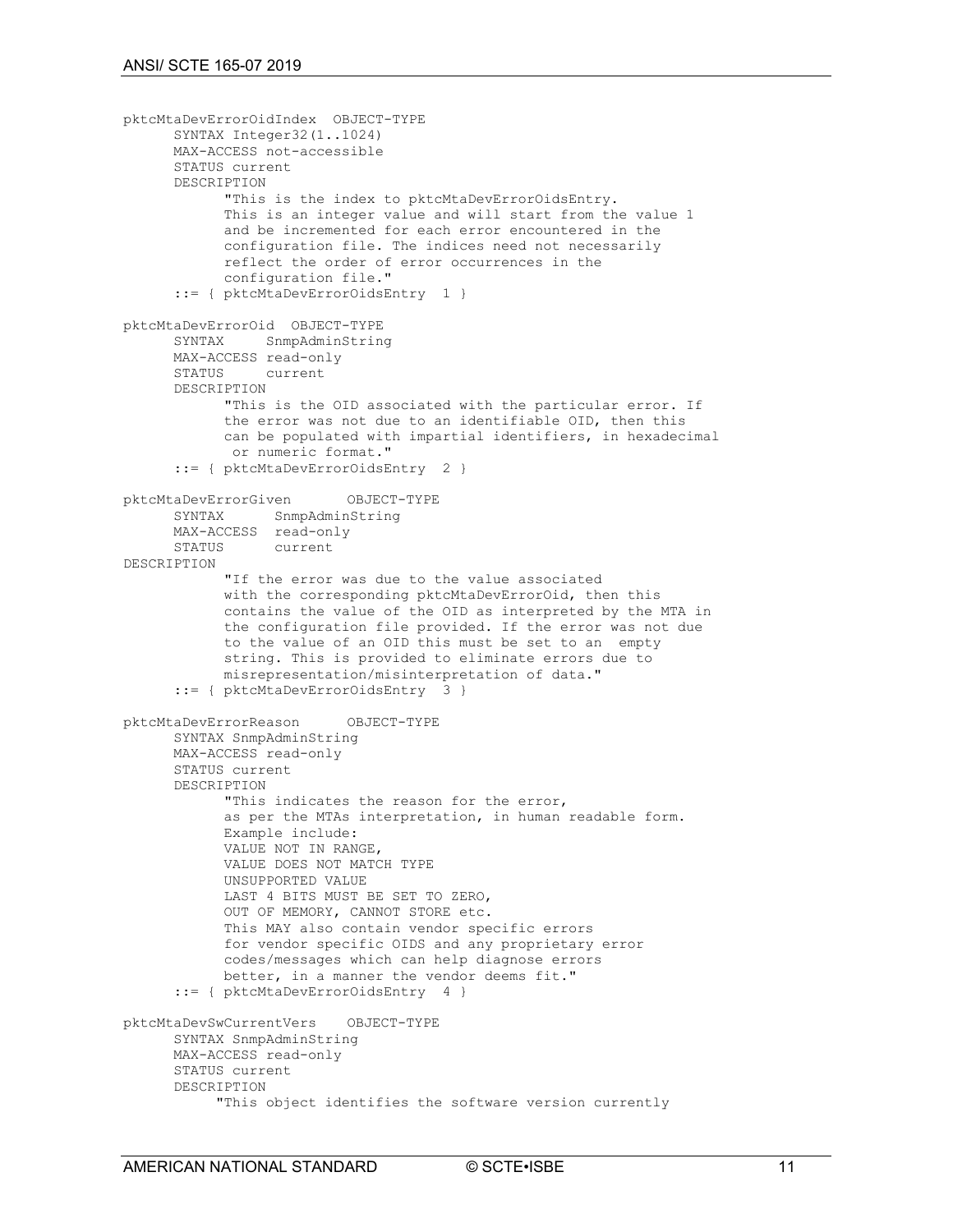```
pktcMtaDevErrorOidIndex  OBJECT-TYPE
      SYNTAX Integer32(1..1024)
      MAX-ACCESS not-accessible
      STATUS current
      DESCRIPTION
            "This is the index to pktcMtaDevErrorOidsEntry.
            This is an integer value and will start from the value 1
            and be incremented for each error encountered in the
            configuration file. The indices need not necessarily
            reflect the order of error occurrences in the
            configuration file."
      ::= { pktcMtaDevErrorOidsEntry  1 }

pktcMtaDevErrorOid  OBJECT-TYPE
      SYNTAX     SnmpAdminString
      MAX-ACCESS read-only
      STATUS     current
      DESCRIPTION
            "This is the OID associated with the particular error. If
            the error was not due to an identifiable OID, then this
            can be populated with impartial identifiers, in hexadecimal
             or numeric format."
      ::= { pktcMtaDevErrorOidsEntry  2 }

pktcMtaDevErrorGiven       OBJECT-TYPE
      SYNTAX      SnmpAdminString
      MAX-ACCESS  read-only
      STATUS      current
DESCRIPTION
            "If the error was due to the value associated
            with the corresponding pktcMtaDevErrorOid, then this
            contains the value of the OID as interpreted by the MTA in
            the configuration file provided. If the error was not due
            to the value of an OID this must be set to an  empty
            string. This is provided to eliminate errors due to
            misrepresentation/misinterpretation of data."
      ::= { pktcMtaDevErrorOidsEntry  3 }

pktcMtaDevErrorReason      OBJECT-TYPE
      SYNTAX SnmpAdminString
      MAX-ACCESS read-only
      STATUS current
      DESCRIPTION
            "This indicates the reason for the error,
            as per the MTAs interpretation, in human readable form.
            Example include:
            VALUE NOT IN RANGE,
            VALUE DOES NOT MATCH TYPE
            UNSUPPORTED VALUE
            LAST 4 BITS MUST BE SET TO ZERO,
            OUT OF MEMORY, CANNOT STORE etc.
            This MAY also contain vendor specific errors
            for vendor specific OIDS and any proprietary error
            codes/messages which can help diagnose errors
            better, in a manner the vendor deems fit."
      ::= { pktcMtaDevErrorOidsEntry  4 }

pktcMtaDevSwCurrentVers    OBJECT-TYPE
      SYNTAX SnmpAdminString
      MAX-ACCESS read-only
      STATUS current
      DESCRIPTION
           "This object identifies the software version currently
```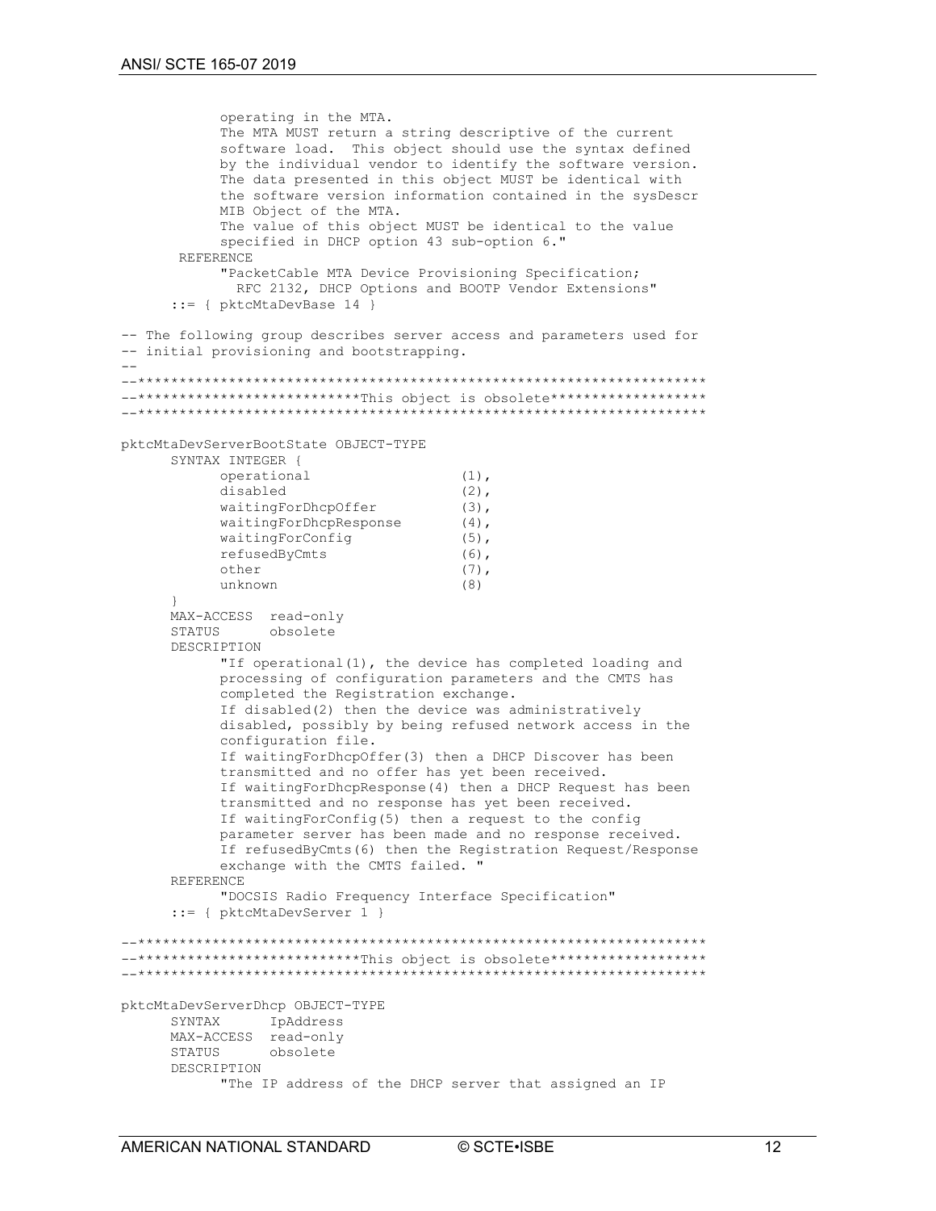```
            operating in the MTA.
            The MTA MUST return a string descriptive of the current
            software load.  This object should use the syntax defined
            by the individual vendor to identify the software version.
            The data presented in this object MUST be identical with
            the software version information contained in the sysDescr
            MIB Object of the MTA.
            The value of this object MUST be identical to the value
            specified in DHCP option 43 sub-option 6."
       REFERENCE
            "PacketCable MTA Device Provisioning Specification;
              RFC 2132, DHCP Options and BOOTP Vendor Extensions"
      ::= { pktcMtaDevBase 14 }

-- The following group describes server access and parameters used for
-- initial provisioning and bootstrapping.
--
--*******************************************************************
--**************************This object is obsolete******************
--*******************************************************************

pktcMtaDevServerBootState OBJECT-TYPE
      SYNTAX INTEGER {
            operational                 (1),
            disabled                    (2),
            waitingForDhcpOffer         (3),
            waitingForDhcpResponse      (4),
            waitingForConfig            (5),
            refusedByCmts               (6),
            other                       (7),
            unknown                     (8)
      }
      MAX-ACCESS  read-only
      STATUS      obsolete
      DESCRIPTION
            "If operational(1), the device has completed loading and
            processing of configuration parameters and the CMTS has
            completed the Registration exchange.
            If disabled(2) then the device was administratively
            disabled, possibly by being refused network access in the
            configuration file.
            If waitingForDhcpOffer(3) then a DHCP Discover has been
            transmitted and no offer has yet been received.
            If waitingForDhcpResponse(4) then a DHCP Request has been
            transmitted and no response has yet been received.
            If waitingForConfig(5) then a request to the config
            parameter server has been made and no response received.
            If refusedByCmts(6) then the Registration Request/Response
            exchange with the CMTS failed. "
      REFERENCE
            "DOCSIS Radio Frequency Interface Specification"
      ::= { pktcMtaDevServer 1 }

--*******************************************************************
--**************************This object is obsolete******************
--*******************************************************************

pktcMtaDevServerDhcp OBJECT-TYPE
      SYNTAX      IpAddress
      MAX-ACCESS  read-only
      STATUS      obsolete
      DESCRIPTION
            "The IP address of the DHCP server that assigned an IP
```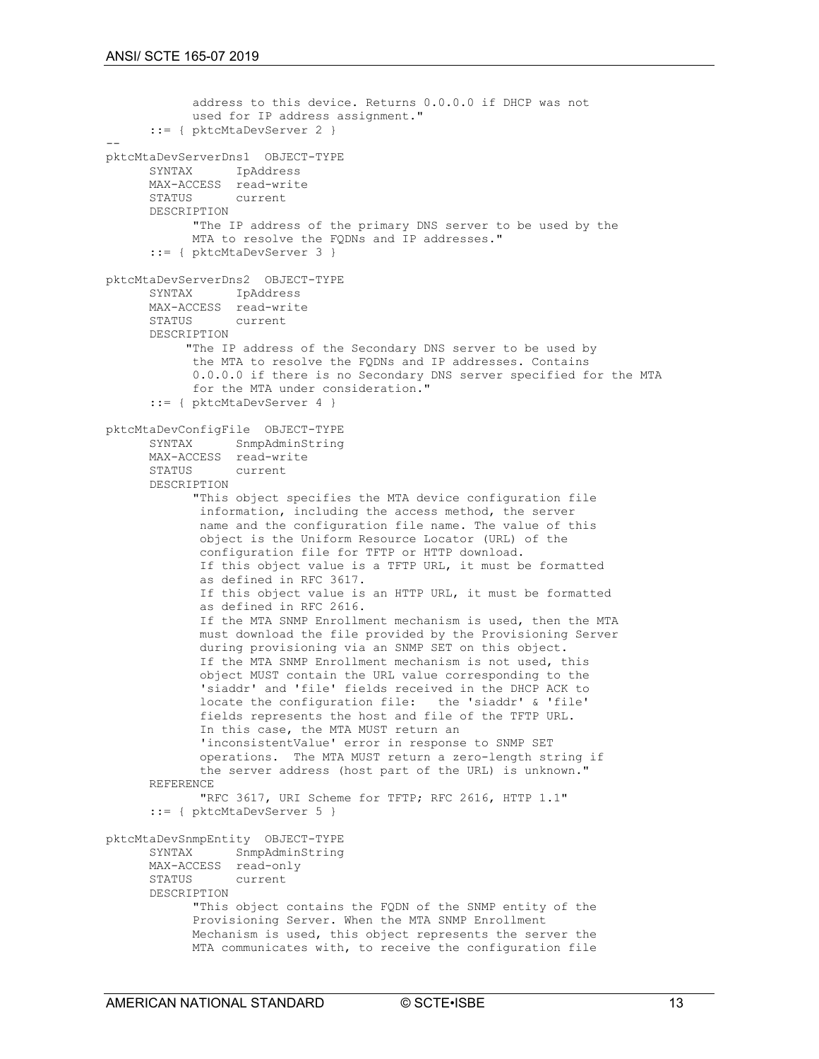```
            address to this device. Returns 0.0.0.0 if DHCP was not
            used for IP address assignment."
      ::= { pktcMtaDevServer 2 }
--
pktcMtaDevServerDns1  OBJECT-TYPE
      SYNTAX      IpAddress
      MAX-ACCESS  read-write
      STATUS      current
      DESCRIPTION
            "The IP address of the primary DNS server to be used by the
            MTA to resolve the FQDNs and IP addresses."
      ::= { pktcMtaDevServer 3 }

pktcMtaDevServerDns2  OBJECT-TYPE
      SYNTAX      IpAddress
      MAX-ACCESS  read-write
      STATUS      current
      DESCRIPTION
           "The IP address of the Secondary DNS server to be used by
            the MTA to resolve the FQDNs and IP addresses. Contains
            0.0.0.0 if there is no Secondary DNS server specified for the MTA
            for the MTA under consideration."
      ::= { pktcMtaDevServer 4 }

pktcMtaDevConfigFile  OBJECT-TYPE
      SYNTAX      SnmpAdminString
      MAX-ACCESS  read-write
      STATUS      current
      DESCRIPTION
            "This object specifies the MTA device configuration file
             information, including the access method, the server
             name and the configuration file name. The value of this
             object is the Uniform Resource Locator (URL) of the
             configuration file for TFTP or HTTP download.
             If this object value is a TFTP URL, it must be formatted
             as defined in RFC 3617.
             If this object value is an HTTP URL, it must be formatted
             as defined in RFC 2616.
             If the MTA SNMP Enrollment mechanism is used, then the MTA
             must download the file provided by the Provisioning Server
             during provisioning via an SNMP SET on this object.
             If the MTA SNMP Enrollment mechanism is not used, this
             object MUST contain the URL value corresponding to the
             'siaddr' and 'file' fields received in the DHCP ACK to
             locate the configuration file:   the 'siaddr' & 'file'
             fields represents the host and file of the TFTP URL.
             In this case, the MTA MUST return an
             'inconsistentValue' error in response to SNMP SET
             operations.  The MTA MUST return a zero-length string if
             the server address (host part of the URL) is unknown."
      REFERENCE
            "RFC 3617, URI Scheme for TFTP; RFC 2616, HTTP 1.1"
      ::= { pktcMtaDevServer 5 }

pktcMtaDevSnmpEntity  OBJECT-TYPE
      SYNTAX      SnmpAdminString
      MAX-ACCESS  read-only
      STATUS      current
      DESCRIPTION
            "This object contains the FQDN of the SNMP entity of the
            Provisioning Server. When the MTA SNMP Enrollment
            Mechanism is used, this object represents the server the
            MTA communicates with, to receive the configuration file
```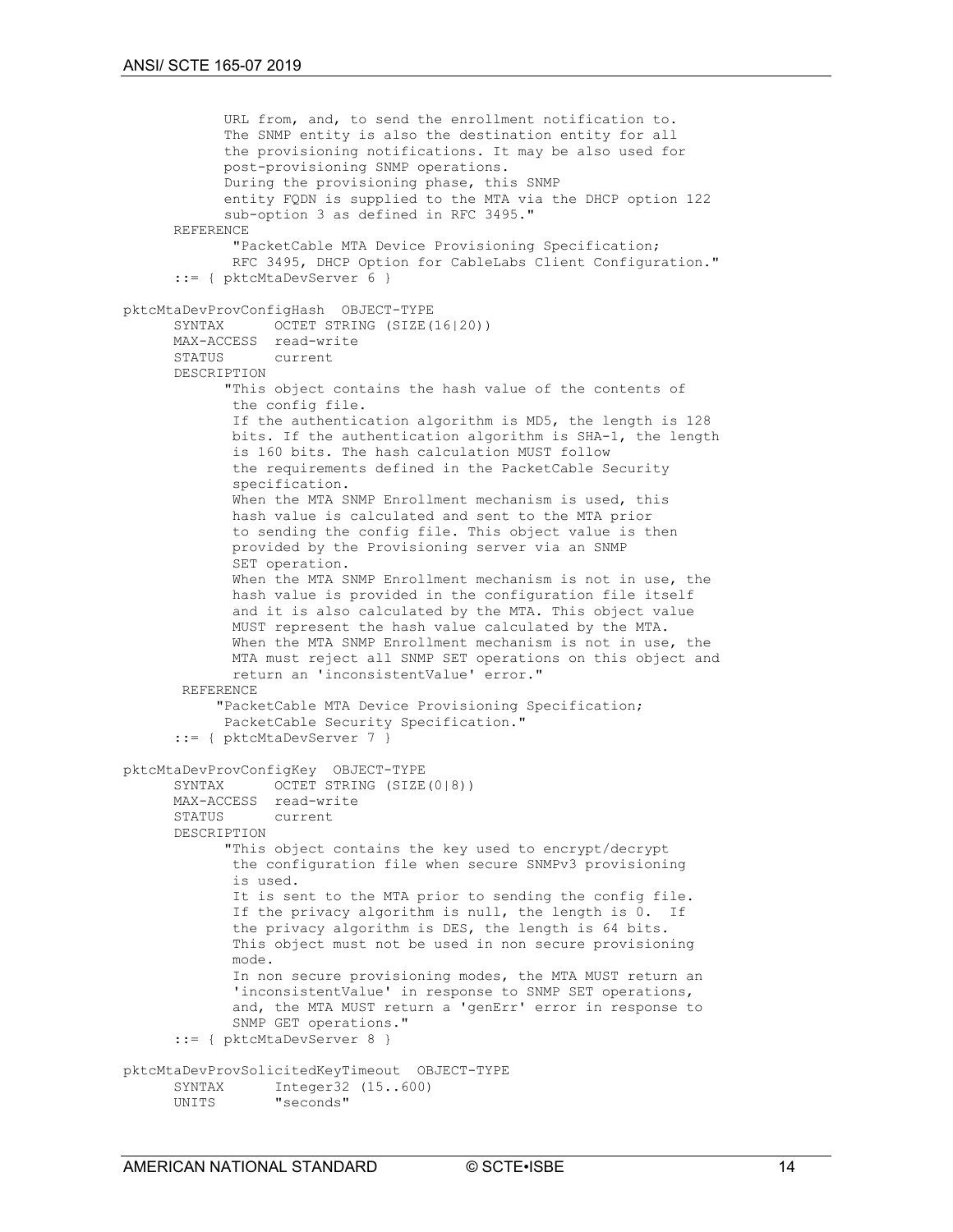```
            URL from, and, to send the enrollment notification to.
            The SNMP entity is also the destination entity for all
            the provisioning notifications. It may be also used for
            post-provisioning SNMP operations.
            During the provisioning phase, this SNMP
            entity FQDN is supplied to the MTA via the DHCP option 122
            sub-option 3 as defined in RFC 3495."
      REFERENCE
             "PacketCable MTA Device Provisioning Specification;
             RFC 3495, DHCP Option for CableLabs Client Configuration."
      ::= { pktcMtaDevServer 6 }

pktcMtaDevProvConfigHash  OBJECT-TYPE
      SYNTAX      OCTET STRING (SIZE(16|20))
      MAX-ACCESS  read-write
      STATUS      current
      DESCRIPTION
            "This object contains the hash value of the contents of
             the config file.
             If the authentication algorithm is MD5, the length is 128
             bits. If the authentication algorithm is SHA-1, the length
             is 160 bits. The hash calculation MUST follow
             the requirements defined in the PacketCable Security
             specification.
             When the MTA SNMP Enrollment mechanism is used, this
             hash value is calculated and sent to the MTA prior
             to sending the config file. This object value is then
             provided by the Provisioning server via an SNMP
             SET operation.
             When the MTA SNMP Enrollment mechanism is not in use, the
             hash value is provided in the configuration file itself
             and it is also calculated by the MTA. This object value
             MUST represent the hash value calculated by the MTA.
             When the MTA SNMP Enrollment mechanism is not in use, the
             MTA must reject all SNMP SET operations on this object and
             return an 'inconsistentValue' error."
       REFERENCE
           "PacketCable MTA Device Provisioning Specification;
            PacketCable Security Specification."
      ::= { pktcMtaDevServer 7 }

pktcMtaDevProvConfigKey  OBJECT-TYPE
      SYNTAX      OCTET STRING (SIZE(0|8))
      MAX-ACCESS  read-write
      STATUS      current
      DESCRIPTION
            "This object contains the key used to encrypt/decrypt
             the configuration file when secure SNMPv3 provisioning
             is used.
             It is sent to the MTA prior to sending the config file.
             If the privacy algorithm is null, the length is 0.  If
             the privacy algorithm is DES, the length is 64 bits.
             This object must not be used in non secure provisioning
             mode.
             In non secure provisioning modes, the MTA MUST return an
             'inconsistentValue' in response to SNMP SET operations,
             and, the MTA MUST return a 'genErr' error in response to
             SNMP GET operations."
      ::= { pktcMtaDevServer 8 }

pktcMtaDevProvSolicitedKeyTimeout  OBJECT-TYPE
      SYNTAX      Integer32 (15..600)
      UNITS       "seconds"
```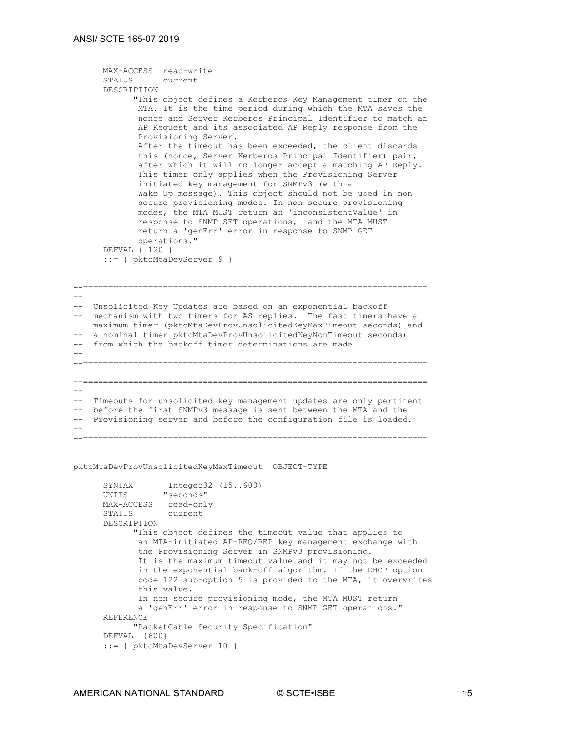```
      MAX-ACCESS  read-write
      STATUS      current
      DESCRIPTION
            "This object defines a Kerberos Key Management timer on the
             MTA. It is the time period during which the MTA saves the
             nonce and Server Kerberos Principal Identifier to match an
             AP Request and its associated AP Reply response from the
             Provisioning Server.
             After the timeout has been exceeded, the client discards
             this (nonce, Server Kerberos Principal Identifier) pair,
             after which it will no longer accept a matching AP Reply.
             This timer only applies when the Provisioning Server
             initiated key management for SNMPv3 (with a
             Wake Up message). This object should not be used in non
             secure provisioning modes. In non secure provisioning
             modes, the MTA MUST return an 'inconsistentValue' in
             response to SNMP SET operations,  and the MTA MUST
             return a 'genErr' error in response to SNMP GET
             operations."
      DEFVAL { 120 }
      ::= { pktcMtaDevServer 9 }


--=====================================================================
--
--  Unsolicited Key Updates are based on an exponential backoff
--  mechanism with two timers for AS replies.  The fast timers have a
--  maximum timer (pktcMtaDevProvUnsolicitedKeyMaxTimeout seconds) and
--  a nominal timer pktcMtaDevProvUnsolicitedKeyNomTimeout seconds)
--  from which the backoff timer determinations are made.
--
--=====================================================================

--=====================================================================
--
--  Timeouts for unsolicited key management updates are only pertinent
--  before the first SNMPv3 message is sent between the MTA and the
--  Provisioning server and before the configuration file is loaded.
--
--=====================================================================


pktcMtaDevProvUnsolicitedKeyMaxTimeout  OBJECT-TYPE

      SYNTAX       Integer32 (15..600)
      UNITS       "seconds"
      MAX-ACCESS   read-only
      STATUS       current
      DESCRIPTION
            "This object defines the timeout value that applies to
             an MTA-initiated AP-REQ/REP key management exchange with
             the Provisioning Server in SNMPv3 provisioning.
             It is the maximum timeout value and it may not be exceeded
             in the exponential back-off algorithm. If the DHCP option
             code 122 sub-option 5 is provided to the MTA, it overwrites
             this value.
             In non secure provisioning mode, the MTA MUST return
             a 'genErr' error in response to SNMP GET operations."
      REFERENCE
            "PacketCable Security Specification"
      DEFVAL  {600}
      ::= { pktcMtaDevServer 10 }
```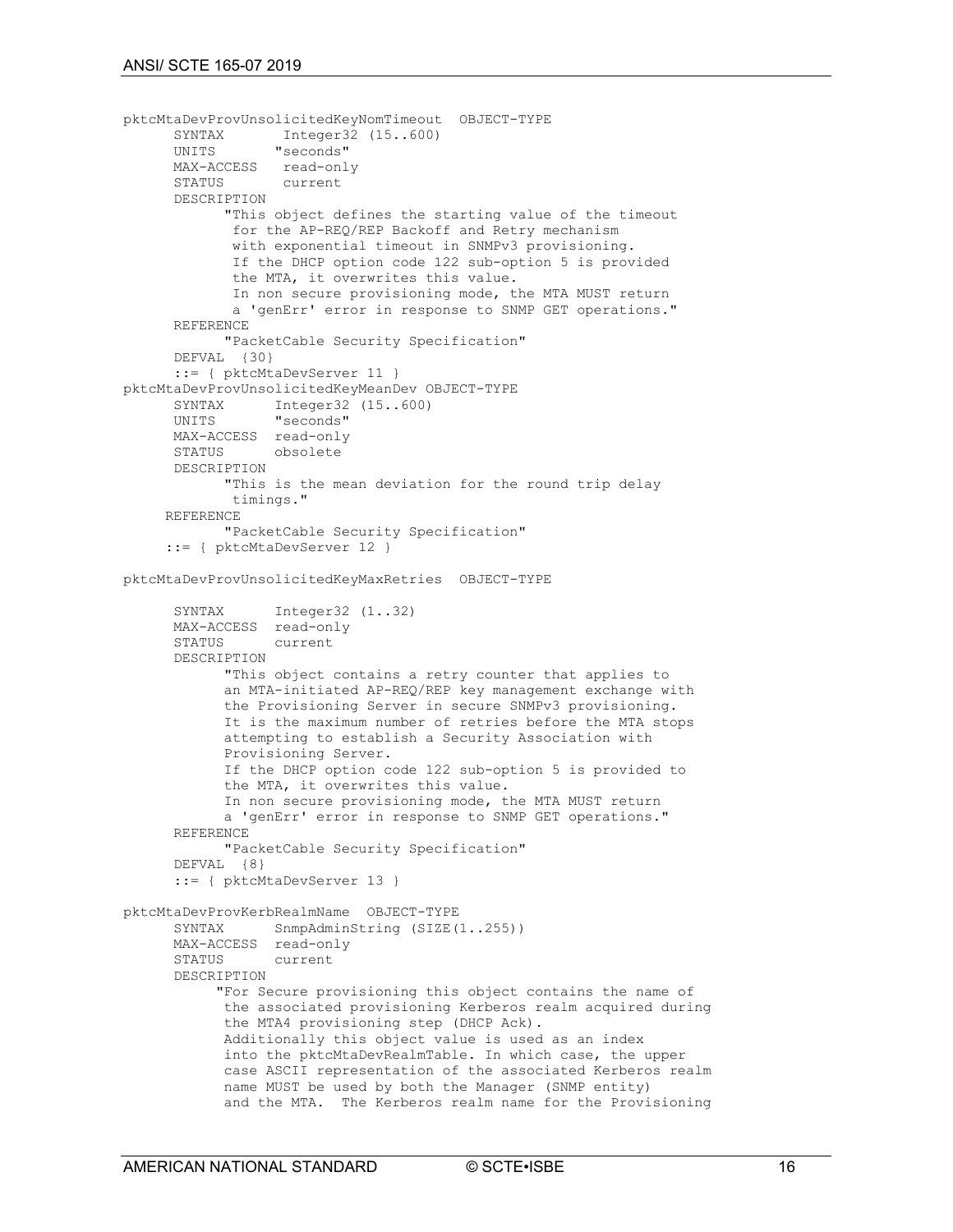```
pktcMtaDevProvUnsolicitedKeyNomTimeout  OBJECT-TYPE
      SYNTAX       Integer32 (15..600)
      UNITS        "seconds"
      MAX-ACCESS   read-only
      STATUS       current
      DESCRIPTION
            "This object defines the starting value of the timeout
             for the AP-REQ/REP Backoff and Retry mechanism
             with exponential timeout in SNMPv3 provisioning.
             If the DHCP option code 122 sub-option 5 is provided
             the MTA, it overwrites this value.
             In non secure provisioning mode, the MTA MUST return
             a 'genErr' error in response to SNMP GET operations."
      REFERENCE
            "PacketCable Security Specification"
      DEFVAL  {30}
      ::= { pktcMtaDevServer 11 }
pktcMtaDevProvUnsolicitedKeyMeanDev OBJECT-TYPE
      SYNTAX      Integer32 (15..600)
      UNITS       "seconds"
      MAX-ACCESS  read-only
      STATUS      obsolete
      DESCRIPTION
            "This is the mean deviation for the round trip delay
             timings."
     REFERENCE
            "PacketCable Security Specification"
     ::= { pktcMtaDevServer 12 }

pktcMtaDevProvUnsolicitedKeyMaxRetries  OBJECT-TYPE

      SYNTAX      Integer32 (1..32)
      MAX-ACCESS  read-only
      STATUS      current
      DESCRIPTION
            "This object contains a retry counter that applies to
            an MTA-initiated AP-REQ/REP key management exchange with
            the Provisioning Server in secure SNMPv3 provisioning.
            It is the maximum number of retries before the MTA stops
            attempting to establish a Security Association with
            Provisioning Server.
            If the DHCP option code 122 sub-option 5 is provided to
            the MTA, it overwrites this value.
            In non secure provisioning mode, the MTA MUST return
            a 'genErr' error in response to SNMP GET operations."
      REFERENCE
            "PacketCable Security Specification"
      DEFVAL  {8}
      ::= { pktcMtaDevServer 13 }

pktcMtaDevProvKerbRealmName  OBJECT-TYPE
      SYNTAX      SnmpAdminString (SIZE(1..255))
      MAX-ACCESS  read-only
      STATUS      current
      DESCRIPTION
           "For Secure provisioning this object contains the name of
            the associated provisioning Kerberos realm acquired during
            the MTA4 provisioning step (DHCP Ack).
            Additionally this object value is used as an index
            into the pktcMtaDevRealmTable. In which case, the upper
            case ASCII representation of the associated Kerberos realm
            name MUST be used by both the Manager (SNMP entity)
            and the MTA.  The Kerberos realm name for the Provisioning
```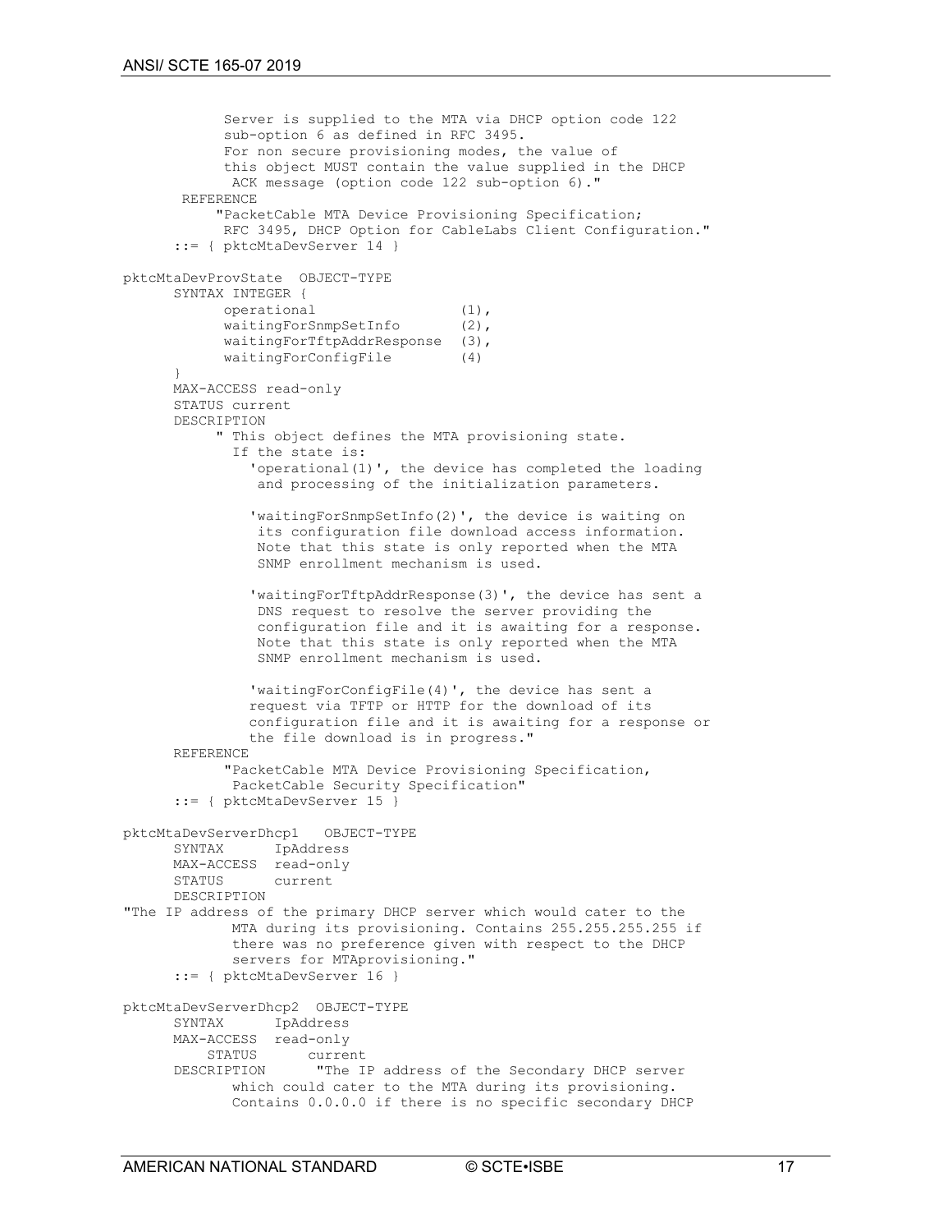```
            Server is supplied to the MTA via DHCP option code 122
            sub-option 6 as defined in RFC 3495.
            For non secure provisioning modes, the value of
            this object MUST contain the value supplied in the DHCP
             ACK message (option code 122 sub-option 6)."
       REFERENCE
           "PacketCable MTA Device Provisioning Specification;
            RFC 3495, DHCP Option for CableLabs Client Configuration."
      ::= { pktcMtaDevServer 14 }

pktcMtaDevProvState  OBJECT-TYPE
      SYNTAX INTEGER {
            operational                 (1),
            waitingForSnmpSetInfo       (2),
            waitingForTftpAddrResponse  (3),
            waitingForConfigFile        (4)
      }
      MAX-ACCESS read-only
      STATUS current
      DESCRIPTION
           " This object defines the MTA provisioning state.
             If the state is:
               'operational(1)', the device has completed the loading
                and processing of the initialization parameters.

              'waitingForSnmpSetInfo(2)', the device is waiting on
               its configuration file download access information.
               Note that this state is only reported when the MTA
               SNMP enrollment mechanism is used.

              'waitingForTftpAddrResponse(3)', the device has sent a
               DNS request to resolve the server providing the
               configuration file and it is awaiting for a response.
               Note that this state is only reported when the MTA
               SNMP enrollment mechanism is used.

              'waitingForConfigFile(4)', the device has sent a
              request via TFTP or HTTP for the download of its
              configuration file and it is awaiting for a response or
              the file download is in progress."
      REFERENCE
            "PacketCable MTA Device Provisioning Specification,
             PacketCable Security Specification"
      ::= { pktcMtaDevServer 15 }

pktcMtaDevServerDhcp1   OBJECT-TYPE
      SYNTAX      IpAddress
      MAX-ACCESS  read-only
      STATUS      current
      DESCRIPTION
"The IP address of the primary DHCP server which would cater to the
             MTA during its provisioning. Contains 255.255.255.255 if
             there was no preference given with respect to the DHCP
             servers for MTAprovisioning."
      ::= { pktcMtaDevServer 16 }

pktcMtaDevServerDhcp2  OBJECT-TYPE
      SYNTAX      IpAddress
      MAX-ACCESS  read-only
          STATUS      current
      DESCRIPTION      "The IP address of the Secondary DHCP server
             which could cater to the MTA during its provisioning.
             Contains 0.0.0.0 if there is no specific secondary DHCP
```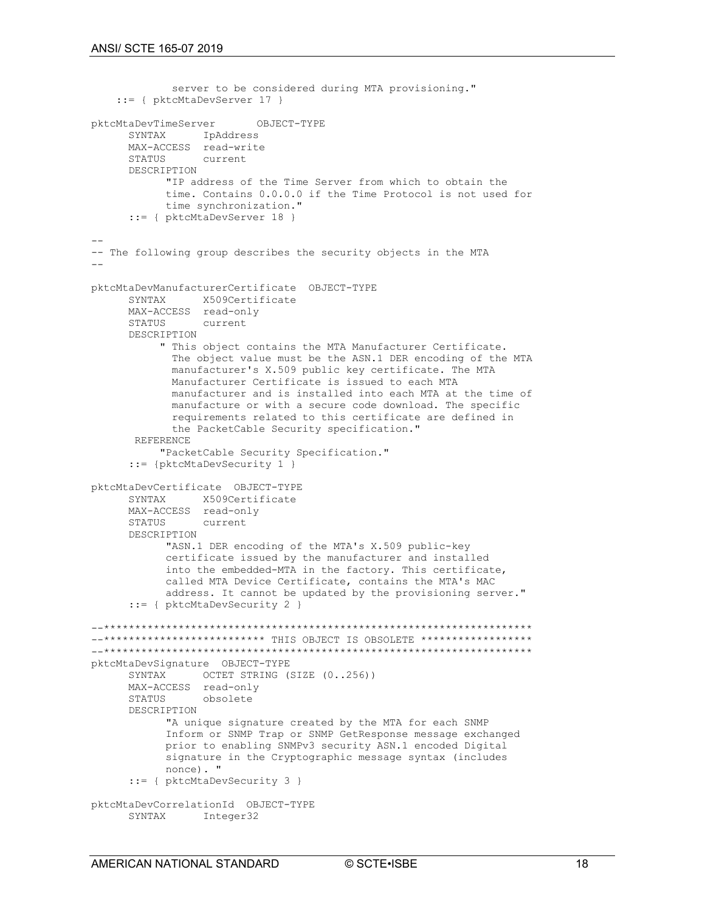```
            server to be considered during MTA provisioning."
    ::= { pktcMtaDevServer 17 }

pktcMtaDevTimeServer       OBJECT-TYPE
      SYNTAX      IpAddress
      MAX-ACCESS  read-write
      STATUS      current
      DESCRIPTION
            "IP address of the Time Server from which to obtain the
            time. Contains 0.0.0.0 if the Time Protocol is not used for
            time synchronization."
      ::= { pktcMtaDevServer 18 }

--
-- The following group describes the security objects in the MTA
--

pktcMtaDevManufacturerCertificate  OBJECT-TYPE
      SYNTAX      X509Certificate
      MAX-ACCESS  read-only
      STATUS      current
      DESCRIPTION
           " This object contains the MTA Manufacturer Certificate.
             The object value must be the ASN.1 DER encoding of the MTA
             manufacturer's X.509 public key certificate. The MTA
             Manufacturer Certificate is issued to each MTA
             manufacturer and is installed into each MTA at the time of
             manufacture or with a secure code download. The specific
             requirements related to this certificate are defined in
             the PacketCable Security specification."
       REFERENCE
           "PacketCable Security Specification."
      ::= {pktcMtaDevSecurity 1 }

pktcMtaDevCertificate  OBJECT-TYPE
      SYNTAX      X509Certificate
      MAX-ACCESS  read-only
      STATUS      current
      DESCRIPTION
            "ASN.1 DER encoding of the MTA's X.509 public-key
            certificate issued by the manufacturer and installed
            into the embedded-MTA in the factory. This certificate,
            called MTA Device Certificate, contains the MTA's MAC
            address. It cannot be updated by the provisioning server."
      ::= { pktcMtaDevSecurity 2 }

--*******************************************************************
--************************* THIS OBJECT IS OBSOLETE *****************
--*******************************************************************
pktcMtaDevSignature  OBJECT-TYPE
      SYNTAX      OCTET STRING (SIZE (0..256))
      MAX-ACCESS  read-only
      STATUS      obsolete
      DESCRIPTION
            "A unique signature created by the MTA for each SNMP
            Inform or SNMP Trap or SNMP GetResponse message exchanged
            prior to enabling SNMPv3 security ASN.1 encoded Digital
            signature in the Cryptographic message syntax (includes
            nonce). "
      ::= { pktcMtaDevSecurity 3 }

pktcMtaDevCorrelationId  OBJECT-TYPE
      SYNTAX      Integer32
```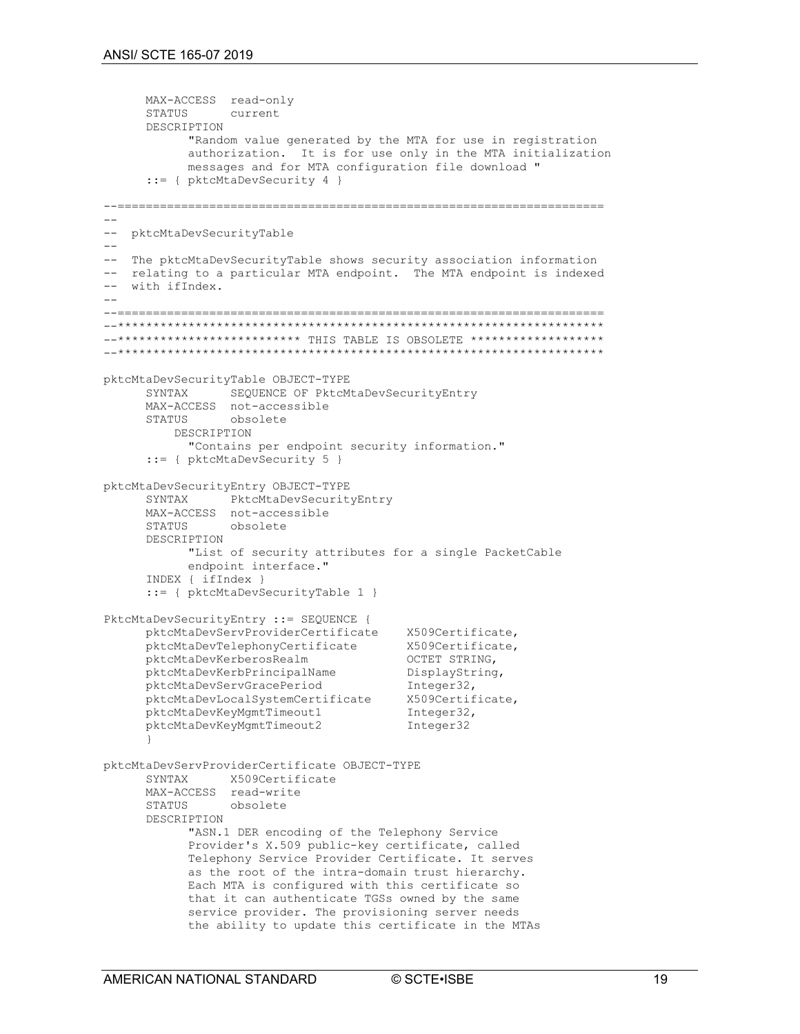```
      MAX-ACCESS  read-only
      STATUS      current
      DESCRIPTION
            "Random value generated by the MTA for use in registration
            authorization.  It is for use only in the MTA initialization
            messages and for MTA configuration file download "
      ::= { pktcMtaDevSecurity 4 }

--=====================================================================
--
--  pktcMtaDevSecurityTable
--
--  The pktcMtaDevSecurityTable shows security association information
--  relating to a particular MTA endpoint.  The MTA endpoint is indexed
--  with ifIndex.
--
--=====================================================================
--*******************************************************************
--************************* THIS TABLE IS OBSOLETE ******************
--*******************************************************************

pktcMtaDevSecurityTable OBJECT-TYPE
      SYNTAX      SEQUENCE OF PktcMtaDevSecurityEntry
      MAX-ACCESS  not-accessible
      STATUS      obsolete
          DESCRIPTION
            "Contains per endpoint security information."
      ::= { pktcMtaDevSecurity 5 }

pktcMtaDevSecurityEntry OBJECT-TYPE
      SYNTAX      PktcMtaDevSecurityEntry
      MAX-ACCESS  not-accessible
      STATUS      obsolete
      DESCRIPTION
            "List of security attributes for a single PacketCable
            endpoint interface."
      INDEX { ifIndex }
      ::= { pktcMtaDevSecurityTable 1 }

PktcMtaDevSecurityEntry ::= SEQUENCE {
      pktcMtaDevServProviderCertificate    X509Certificate,
      pktcMtaDevTelephonyCertificate       X509Certificate,
      pktcMtaDevKerberosRealm              OCTET STRING,
      pktcMtaDevKerbPrincipalName          DisplayString,
      pktcMtaDevServGracePeriod            Integer32,
      pktcMtaDevLocalSystemCertificate     X509Certificate,
      pktcMtaDevKeyMgmtTimeout1            Integer32,
      pktcMtaDevKeyMgmtTimeout2            Integer32
      }

pktcMtaDevServProviderCertificate OBJECT-TYPE
      SYNTAX      X509Certificate
      MAX-ACCESS  read-write
      STATUS      obsolete
      DESCRIPTION
            "ASN.1 DER encoding of the Telephony Service
            Provider's X.509 public-key certificate, called
            Telephony Service Provider Certificate. It serves
            as the root of the intra-domain trust hierarchy.
            Each MTA is configured with this certificate so
            that it can authenticate TGSs owned by the same
            service provider. The provisioning server needs
            the ability to update this certificate in the MTAs
```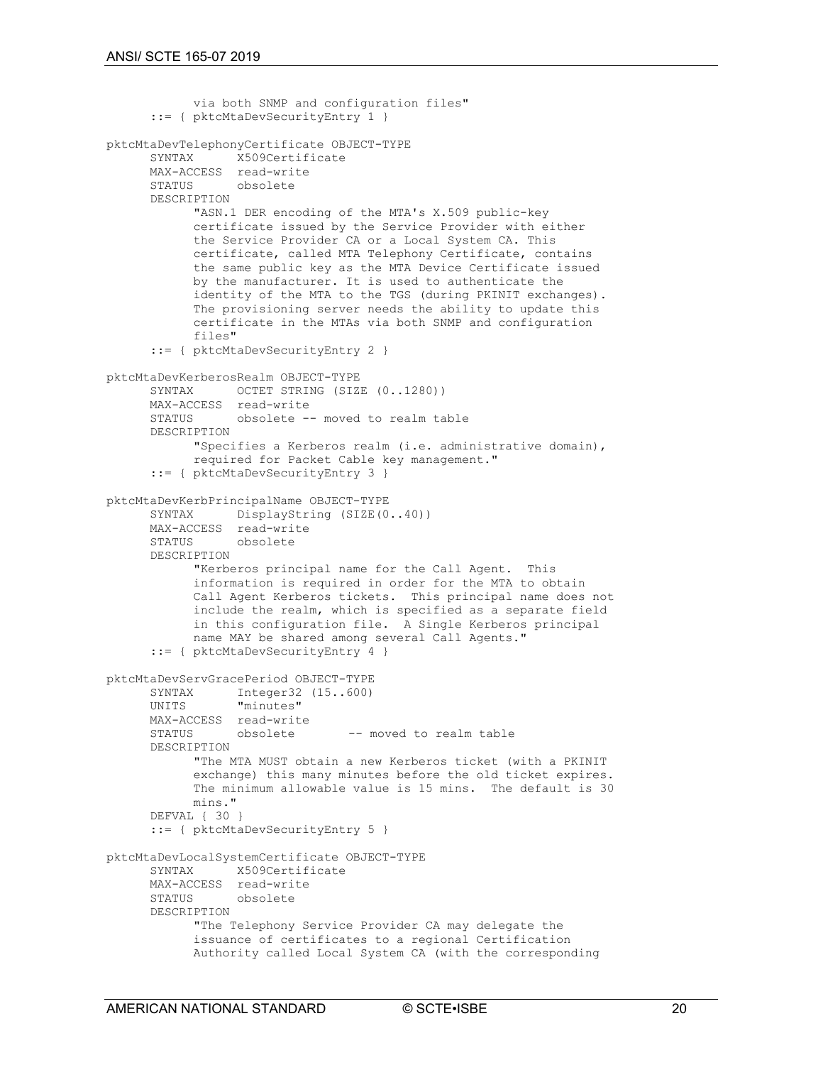```
            via both SNMP and configuration files"
      ::= { pktcMtaDevSecurityEntry 1 }

pktcMtaDevTelephonyCertificate OBJECT-TYPE
      SYNTAX      X509Certificate
      MAX-ACCESS  read-write
      STATUS      obsolete
      DESCRIPTION
            "ASN.1 DER encoding of the MTA's X.509 public-key
            certificate issued by the Service Provider with either
            the Service Provider CA or a Local System CA. This
            certificate, called MTA Telephony Certificate, contains
            the same public key as the MTA Device Certificate issued
            by the manufacturer. It is used to authenticate the
            identity of the MTA to the TGS (during PKINIT exchanges).
            The provisioning server needs the ability to update this
            certificate in the MTAs via both SNMP and configuration
            files"
      ::= { pktcMtaDevSecurityEntry 2 }

pktcMtaDevKerberosRealm OBJECT-TYPE
      SYNTAX      OCTET STRING (SIZE (0..1280))
      MAX-ACCESS  read-write
      STATUS      obsolete -- moved to realm table
      DESCRIPTION
            "Specifies a Kerberos realm (i.e. administrative domain),
            required for Packet Cable key management."
      ::= { pktcMtaDevSecurityEntry 3 }

pktcMtaDevKerbPrincipalName OBJECT-TYPE
      SYNTAX      DisplayString (SIZE(0..40))
      MAX-ACCESS  read-write
      STATUS      obsolete
      DESCRIPTION
            "Kerberos principal name for the Call Agent.  This
            information is required in order for the MTA to obtain
            Call Agent Kerberos tickets.  This principal name does not
            include the realm, which is specified as a separate field
            in this configuration file.  A Single Kerberos principal
            name MAY be shared among several Call Agents."
      ::= { pktcMtaDevSecurityEntry 4 }

pktcMtaDevServGracePeriod OBJECT-TYPE
      SYNTAX      Integer32 (15..600)
      UNITS       "minutes"
      MAX-ACCESS  read-write
      STATUS      obsolete       -- moved to realm table
      DESCRIPTION
            "The MTA MUST obtain a new Kerberos ticket (with a PKINIT
            exchange) this many minutes before the old ticket expires.
            The minimum allowable value is 15 mins.  The default is 30
            mins."
      DEFVAL { 30 }
      ::= { pktcMtaDevSecurityEntry 5 }

pktcMtaDevLocalSystemCertificate OBJECT-TYPE
      SYNTAX      X509Certificate
      MAX-ACCESS  read-write
      STATUS      obsolete
      DESCRIPTION
            "The Telephony Service Provider CA may delegate the
            issuance of certificates to a regional Certification
            Authority called Local System CA (with the corresponding
```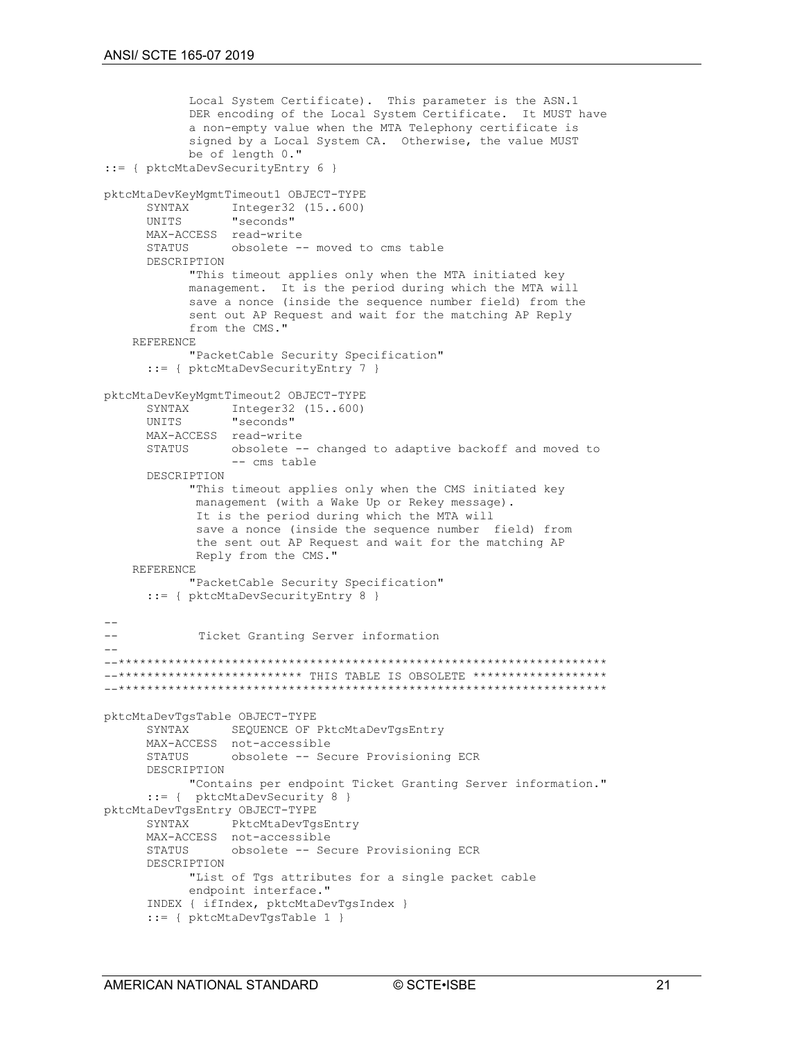```
            Local System Certificate).  This parameter is the ASN.1
            DER encoding of the Local System Certificate.  It MUST have
            a non-empty value when the MTA Telephony certificate is
            signed by a Local System CA.  Otherwise, the value MUST
            be of length 0."
::= { pktcMtaDevSecurityEntry 6 }

pktcMtaDevKeyMgmtTimeout1 OBJECT-TYPE
      SYNTAX      Integer32 (15..600)
      UNITS       "seconds"
      MAX-ACCESS  read-write
      STATUS      obsolete -- moved to cms table
      DESCRIPTION
            "This timeout applies only when the MTA initiated key
            management.  It is the period during which the MTA will
            save a nonce (inside the sequence number field) from the
            sent out AP Request and wait for the matching AP Reply
            from the CMS."
    REFERENCE
            "PacketCable Security Specification"
      ::= { pktcMtaDevSecurityEntry 7 }

pktcMtaDevKeyMgmtTimeout2 OBJECT-TYPE
      SYNTAX      Integer32 (15..600)
      UNITS       "seconds"
      MAX-ACCESS  read-write
      STATUS      obsolete -- changed to adaptive backoff and moved to
                  -- cms table
      DESCRIPTION
            "This timeout applies only when the CMS initiated key
             management (with a Wake Up or Rekey message).
             It is the period during which the MTA will
             save a nonce (inside the sequence number  field) from
             the sent out AP Request and wait for the matching AP
             Reply from the CMS."
    REFERENCE
            "PacketCable Security Specification"
      ::= { pktcMtaDevSecurityEntry 8 }

--
--            Ticket Granting Server information
--
--*******************************************************************
--************************* THIS TABLE IS OBSOLETE ******************
--*******************************************************************

pktcMtaDevTgsTable OBJECT-TYPE
      SYNTAX      SEQUENCE OF PktcMtaDevTgsEntry
      MAX-ACCESS  not-accessible
      STATUS      obsolete -- Secure Provisioning ECR
      DESCRIPTION
            "Contains per endpoint Ticket Granting Server information."
      ::= {  pktcMtaDevSecurity 8 }
pktcMtaDevTgsEntry OBJECT-TYPE
      SYNTAX      PktcMtaDevTgsEntry
      MAX-ACCESS  not-accessible
      STATUS      obsolete -- Secure Provisioning ECR
      DESCRIPTION
            "List of Tgs attributes for a single packet cable
            endpoint interface."
      INDEX { ifIndex, pktcMtaDevTgsIndex }
      ::= { pktcMtaDevTgsTable 1 }
```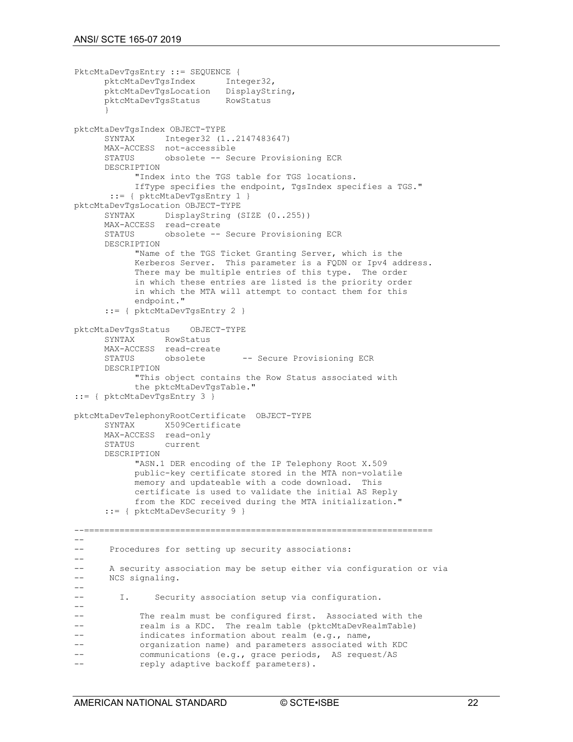```
PktcMtaDevTgsEntry ::= SEQUENCE {
      pktcMtaDevTgsIndex      Integer32,
      pktcMtaDevTgsLocation   DisplayString,
      pktcMtaDevTgsStatus     RowStatus
      }

pktcMtaDevTgsIndex OBJECT-TYPE
      SYNTAX      Integer32 (1..2147483647)
      MAX-ACCESS  not-accessible
      STATUS      obsolete -- Secure Provisioning ECR
      DESCRIPTION
            "Index into the TGS table for TGS locations.
            IfType specifies the endpoint, TgsIndex specifies a TGS."
       ::= { pktcMtaDevTgsEntry 1 }
pktcMtaDevTgsLocation OBJECT-TYPE
      SYNTAX      DisplayString (SIZE (0..255))
      MAX-ACCESS  read-create
      STATUS      obsolete -- Secure Provisioning ECR
      DESCRIPTION
            "Name of the TGS Ticket Granting Server, which is the
            Kerberos Server.  This parameter is a FQDN or Ipv4 address.
            There may be multiple entries of this type.  The order
            in which these entries are listed is the priority order
            in which the MTA will attempt to contact them for this
            endpoint."
      ::= { pktcMtaDevTgsEntry 2 }

pktcMtaDevTgsStatus    OBJECT-TYPE
      SYNTAX      RowStatus
      MAX-ACCESS  read-create
      STATUS      obsolete       -- Secure Provisioning ECR
      DESCRIPTION
            "This object contains the Row Status associated with
            the pktcMtaDevTgsTable."
::= { pktcMtaDevTgsEntry 3 }

pktcMtaDevTelephonyRootCertificate  OBJECT-TYPE
      SYNTAX      X509Certificate
      MAX-ACCESS  read-only
      STATUS      current
      DESCRIPTION
            "ASN.1 DER encoding of the IP Telephony Root X.509
            public-key certificate stored in the MTA non-volatile
            memory and updateable with a code download.  This
            certificate is used to validate the initial AS Reply
            from the KDC received during the MTA initialization."
      ::= { pktcMtaDevSecurity 9 }

--=====================================================================
--
--      Procedures for setting up security associations:
--
--      A security association may be setup either via configuration or via
--      NCS signaling.
--
--        I.      Security association setup via configuration.
--
--            The realm must be configured first.  Associated with the
--            realm is a KDC.  The realm table (pktcMtaDevRealmTable)
--            indicates information about realm (e.g., name,
--            organization name) and parameters associated with KDC
--            communications (e.g., grace periods,  AS request/AS
--            reply adaptive backoff parameters).
```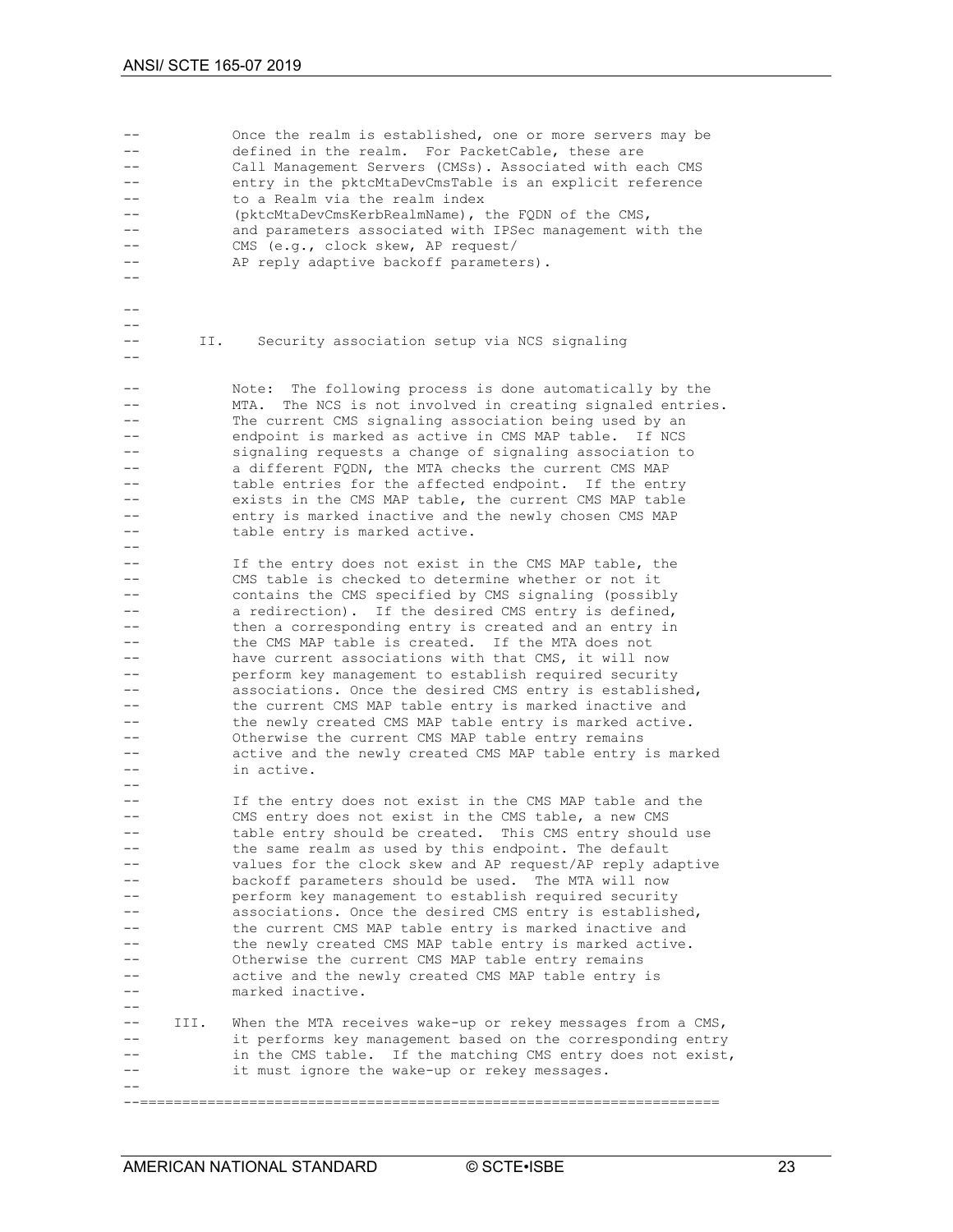```
--          Once the realm is established, one or more servers may be
--          defined in the realm.  For PacketCable, these are
--          Call Management Servers (CMSs). Associated with each CMS
--          entry in the pktcMtaDevCmsTable is an explicit reference
--          to a Realm via the realm index
--          (pktcMtaDevCmsKerbRealmName), the FQDN of the CMS,
--          and parameters associated with IPSec management with the
--          CMS (e.g., clock skew, AP request/
--          AP reply adaptive backoff parameters).
--

--
--
--       II.    Security association setup via NCS signaling
--

--          Note:  The following process is done automatically by the
--          MTA.  The NCS is not involved in creating signaled entries.
--          The current CMS signaling association being used by an
--          endpoint is marked as active in CMS MAP table.  If NCS
--          signaling requests a change of signaling association to
--          a different FQDN, the MTA checks the current CMS MAP
--          table entries for the affected endpoint.  If the entry
--          exists in the CMS MAP table, the current CMS MAP table
--          entry is marked inactive and the newly chosen CMS MAP
--          table entry is marked active.
--
--          If the entry does not exist in the CMS MAP table, the
--          CMS table is checked to determine whether or not it
--          contains the CMS specified by CMS signaling (possibly
--          a redirection).  If the desired CMS entry is defined,
--          then a corresponding entry is created and an entry in
--          the CMS MAP table is created.  If the MTA does not
--          have current associations with that CMS, it will now
--          perform key management to establish required security
--          associations. Once the desired CMS entry is established,
--          the current CMS MAP table entry is marked inactive and
--          the newly created CMS MAP table entry is marked active.
--          Otherwise the current CMS MAP table entry remains
--          active and the newly created CMS MAP table entry is marked
--          in active.
--
--          If the entry does not exist in the CMS MAP table and the
--          CMS entry does not exist in the CMS table, a new CMS
--          table entry should be created.  This CMS entry should use
--          the same realm as used by this endpoint. The default
--          values for the clock skew and AP request/AP reply adaptive
--          backoff parameters should be used.  The MTA will now
--          perform key management to establish required security
--          associations. Once the desired CMS entry is established,
--          the current CMS MAP table entry is marked inactive and
--          the newly created CMS MAP table entry is marked active.
--          Otherwise the current CMS MAP table entry remains
--          active and the newly created CMS MAP table entry is
--          marked inactive.
--
--    III.  When the MTA receives wake-up or rekey messages from a CMS,
--          it performs key management based on the corresponding entry
--          in the CMS table.  If the matching CMS entry does not exist,
--          it must ignore the wake-up or rekey messages.
--
--=================================================================
```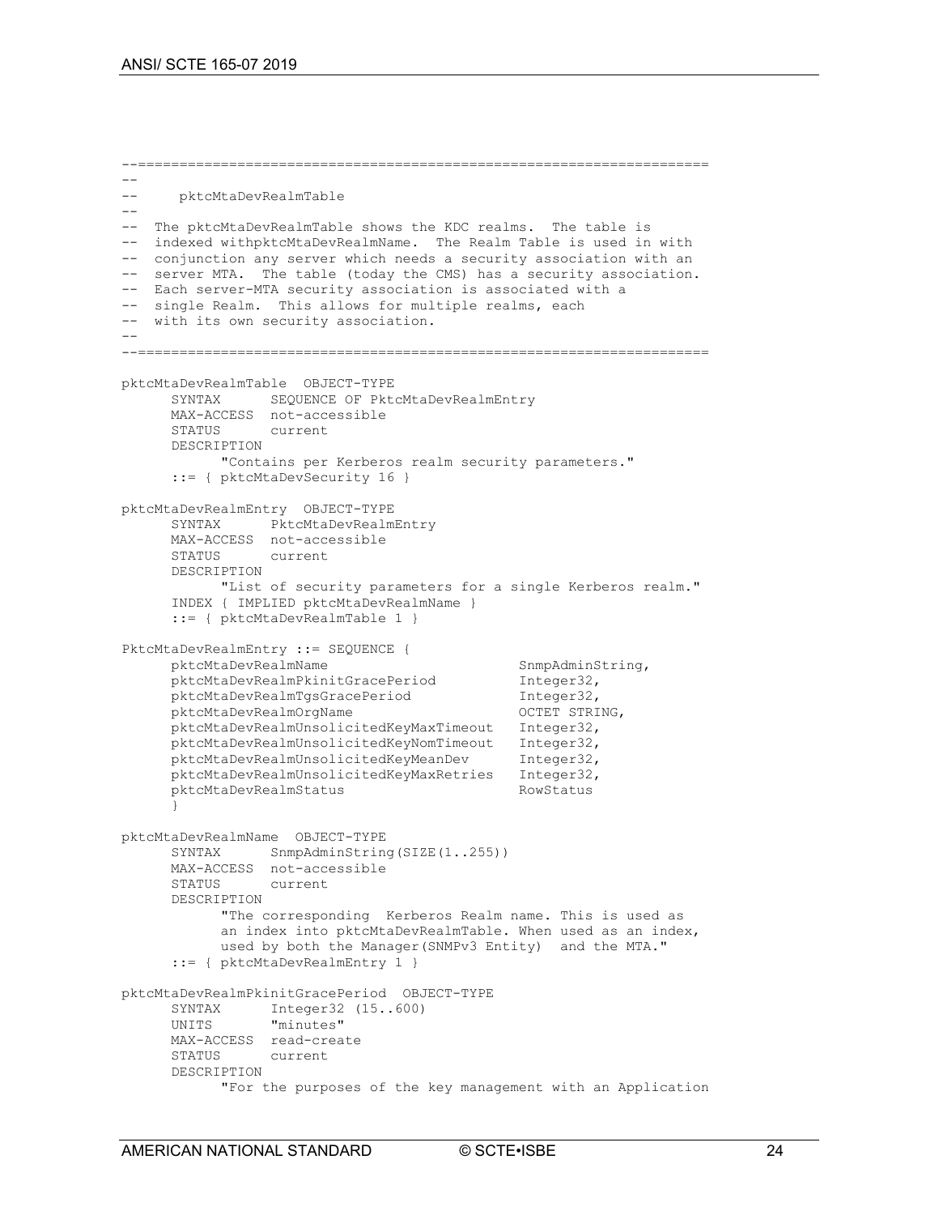```
--=====================================================================
--
--     pktcMtaDevRealmTable
--
--  The pktcMtaDevRealmTable shows the KDC realms.  The table is
--  indexed withpktcMtaDevRealmName.  The Realm Table is used in with
--  conjunction any server which needs a security association with an
--  server MTA.  The table (today the CMS) has a security association.
--  Each server-MTA security association is associated with a
--  single Realm.  This allows for multiple realms, each
--  with its own security association.
--
--=====================================================================

pktcMtaDevRealmTable  OBJECT-TYPE
      SYNTAX      SEQUENCE OF PktcMtaDevRealmEntry
      MAX-ACCESS  not-accessible
      STATUS      current
      DESCRIPTION
            "Contains per Kerberos realm security parameters."
      ::= { pktcMtaDevSecurity 16 }

pktcMtaDevRealmEntry  OBJECT-TYPE
      SYNTAX      PktcMtaDevRealmEntry
      MAX-ACCESS  not-accessible
      STATUS      current
      DESCRIPTION
            "List of security parameters for a single Kerberos realm."
      INDEX { IMPLIED pktcMtaDevRealmName }
      ::= { pktcMtaDevRealmTable 1 }

PktcMtaDevRealmEntry ::= SEQUENCE {
      pktcMtaDevRealmName                        SnmpAdminString,
      pktcMtaDevRealmPkinitGracePeriod           Integer32,
      pktcMtaDevRealmTgsGracePeriod              Integer32,
      pktcMtaDevRealmOrgName                     OCTET STRING,
      pktcMtaDevRealmUnsolicitedKeyMaxTimeout    Integer32,
      pktcMtaDevRealmUnsolicitedKeyNomTimeout    Integer32,
      pktcMtaDevRealmUnsolicitedKeyMeanDev       Integer32,
      pktcMtaDevRealmUnsolicitedKeyMaxRetries    Integer32,
      pktcMtaDevRealmStatus                      RowStatus
      }

pktcMtaDevRealmName  OBJECT-TYPE
      SYNTAX      SnmpAdminString(SIZE(1..255))
      MAX-ACCESS  not-accessible
      STATUS      current
      DESCRIPTION
            "The corresponding  Kerberos Realm name. This is used as
            an index into pktcMtaDevRealmTable. When used as an index,
            used by both the Manager(SNMPv3 Entity)  and the MTA."
      ::= { pktcMtaDevRealmEntry 1 }

pktcMtaDevRealmPkinitGracePeriod  OBJECT-TYPE
      SYNTAX      Integer32 (15..600)
      UNITS       "minutes"
      MAX-ACCESS  read-create
      STATUS      current
      DESCRIPTION
            "For the purposes of the key management with an Application
```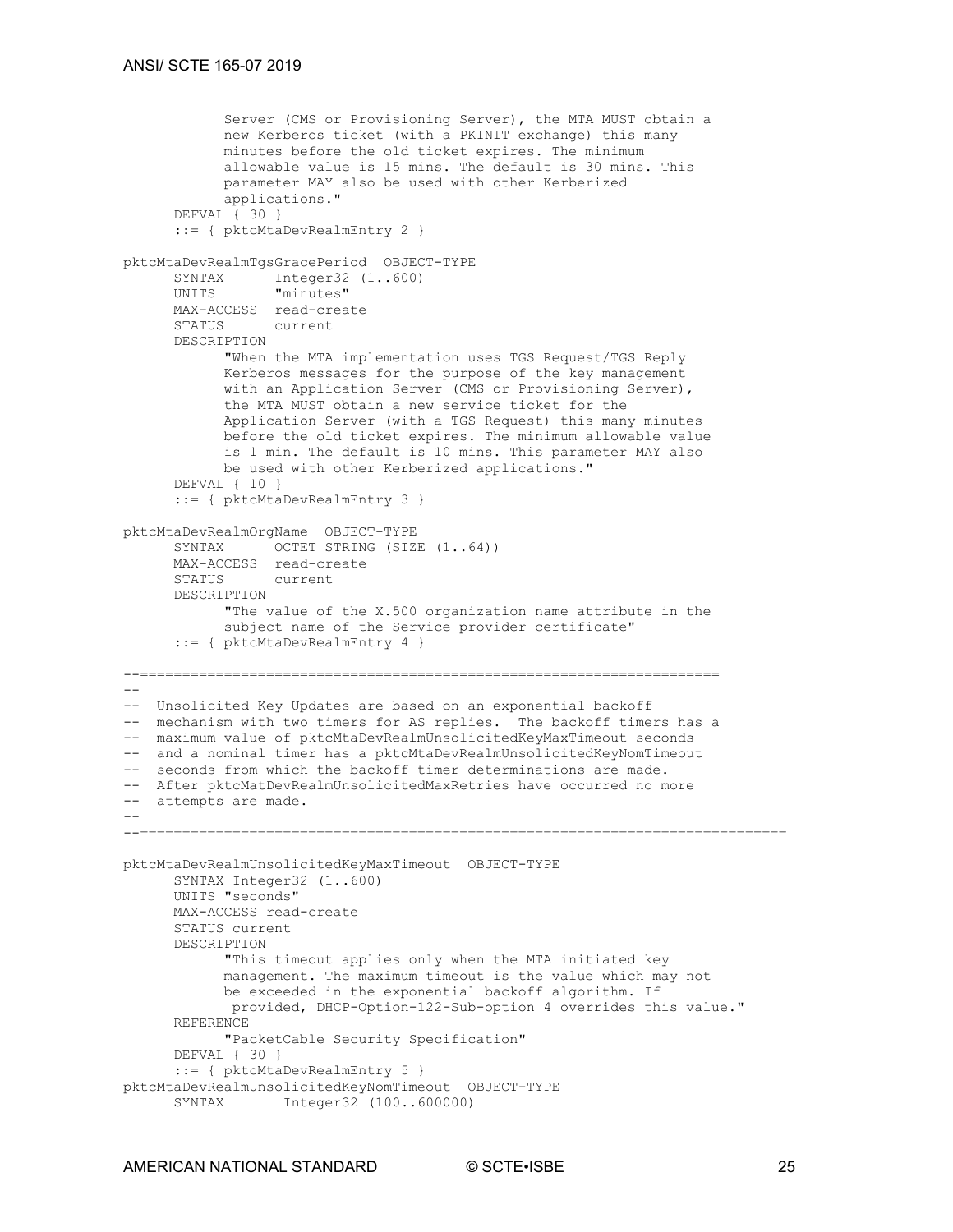```
            Server (CMS or Provisioning Server), the MTA MUST obtain a
            new Kerberos ticket (with a PKINIT exchange) this many
            minutes before the old ticket expires. The minimum
            allowable value is 15 mins. The default is 30 mins. This
            parameter MAY also be used with other Kerberized
            applications."
      DEFVAL { 30 }
      ::= { pktcMtaDevRealmEntry 2 }

pktcMtaDevRealmTgsGracePeriod  OBJECT-TYPE
      SYNTAX      Integer32 (1..600)
      UNITS       "minutes"
      MAX-ACCESS  read-create
      STATUS      current
      DESCRIPTION
            "When the MTA implementation uses TGS Request/TGS Reply
            Kerberos messages for the purpose of the key management
            with an Application Server (CMS or Provisioning Server),
            the MTA MUST obtain a new service ticket for the
            Application Server (with a TGS Request) this many minutes
            before the old ticket expires. The minimum allowable value
            is 1 min. The default is 10 mins. This parameter MAY also
            be used with other Kerberized applications."
      DEFVAL { 10 }
      ::= { pktcMtaDevRealmEntry 3 }

pktcMtaDevRealmOrgName  OBJECT-TYPE
      SYNTAX      OCTET STRING (SIZE (1..64))
      MAX-ACCESS  read-create
      STATUS      current
      DESCRIPTION
            "The value of the X.500 organization name attribute in the
            subject name of the Service provider certificate"
      ::= { pktcMtaDevRealmEntry 4 }

--=====================================================================
--
--  Unsolicited Key Updates are based on an exponential backoff
--  mechanism with two timers for AS replies.  The backoff timers has a
--  maximum value of pktcMtaDevRealmUnsolicitedKeyMaxTimeout seconds
--  and a nominal timer has a pktcMtaDevRealmUnsolicitedKeyNomTimeout
--  seconds from which the backoff timer determinations are made.
--  After pktcMatDevRealmUnsolicitedMaxRetries have occurred no more
--  attempts are made.
--
--=============================================================================

pktcMtaDevRealmUnsolicitedKeyMaxTimeout  OBJECT-TYPE
      SYNTAX Integer32 (1..600)
      UNITS "seconds"
      MAX-ACCESS read-create
      STATUS current
      DESCRIPTION
            "This timeout applies only when the MTA initiated key
            management. The maximum timeout is the value which may not
            be exceeded in the exponential backoff algorithm. If
             provided, DHCP-Option-122-Sub-option 4 overrides this value."
      REFERENCE
            "PacketCable Security Specification"
      DEFVAL { 30 }
      ::= { pktcMtaDevRealmEntry 5 }
pktcMtaDevRealmUnsolicitedKeyNomTimeout  OBJECT-TYPE
      SYNTAX       Integer32 (100..600000)
```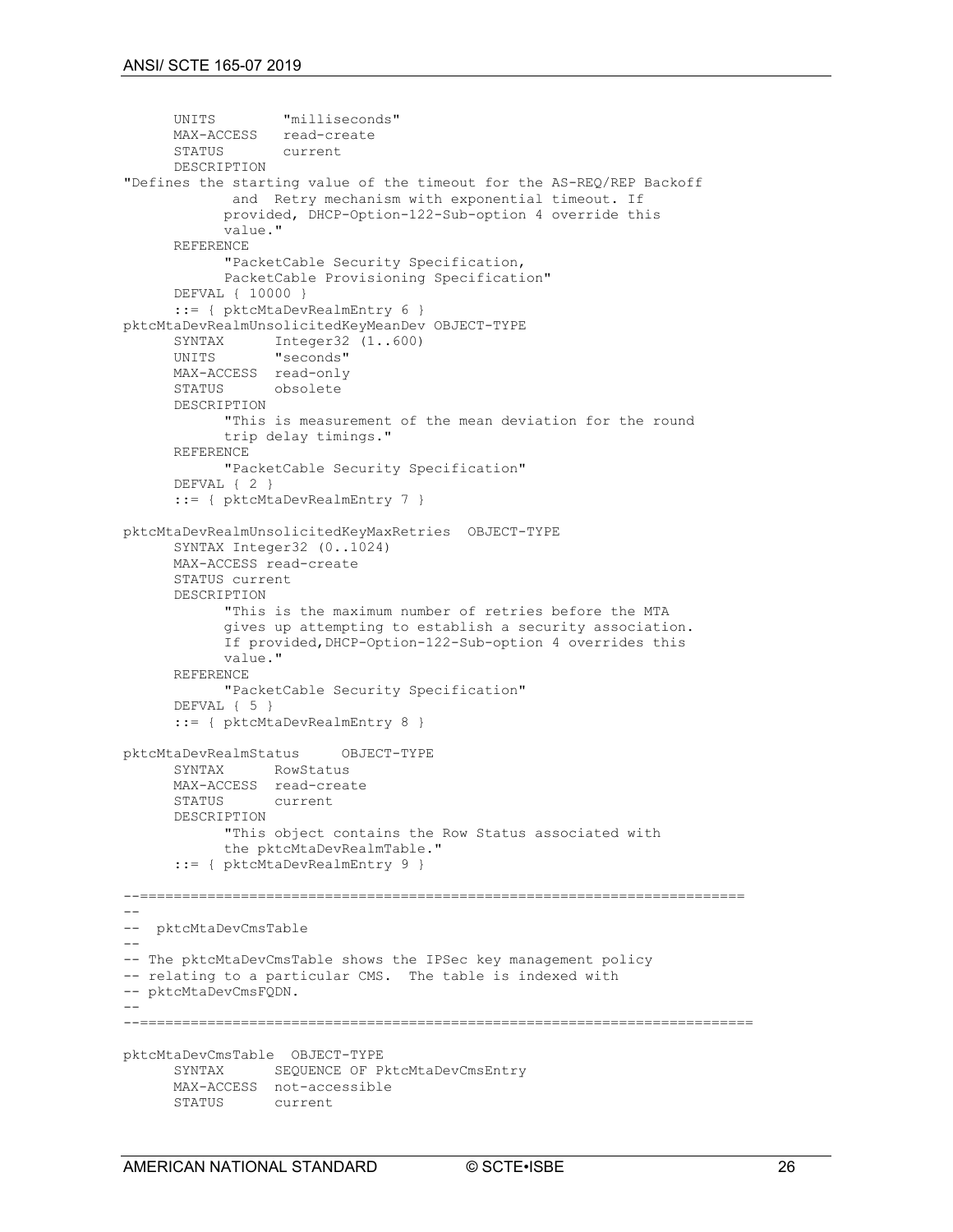```
      UNITS        "milliseconds"
      MAX-ACCESS   read-create
      STATUS       current
      DESCRIPTION
"Defines the starting value of the timeout for the AS-REQ/REP Backoff
             and  Retry mechanism with exponential timeout. If
            provided, DHCP-Option-122-Sub-option 4 override this
            value."
      REFERENCE
            "PacketCable Security Specification,
            PacketCable Provisioning Specification"
      DEFVAL { 10000 }
      ::= { pktcMtaDevRealmEntry 6 }
pktcMtaDevRealmUnsolicitedKeyMeanDev OBJECT-TYPE
      SYNTAX      Integer32 (1..600)
      UNITS       "seconds"
      MAX-ACCESS  read-only
      STATUS      obsolete
      DESCRIPTION
            "This is measurement of the mean deviation for the round
            trip delay timings."
      REFERENCE
            "PacketCable Security Specification"
      DEFVAL { 2 }
      ::= { pktcMtaDevRealmEntry 7 }

pktcMtaDevRealmUnsolicitedKeyMaxRetries  OBJECT-TYPE
      SYNTAX Integer32 (0..1024)
      MAX-ACCESS read-create
      STATUS current
      DESCRIPTION
            "This is the maximum number of retries before the MTA
            gives up attempting to establish a security association.
            If provided,DHCP-Option-122-Sub-option 4 overrides this
            value."
      REFERENCE
            "PacketCable Security Specification"
      DEFVAL { 5 }
      ::= { pktcMtaDevRealmEntry 8 }

pktcMtaDevRealmStatus     OBJECT-TYPE
      SYNTAX      RowStatus
      MAX-ACCESS  read-create
      STATUS      current
      DESCRIPTION
            "This object contains the Row Status associated with
            the pktcMtaDevRealmTable."
      ::= { pktcMtaDevRealmEntry 9 }

--=======================================================================
--
--  pktcMtaDevCmsTable
--
-- The pktcMtaDevCmsTable shows the IPSec key management policy
-- relating to a particular CMS.  The table is indexed with
-- pktcMtaDevCmsFQDN.
--
--========================================================================

pktcMtaDevCmsTable  OBJECT-TYPE
      SYNTAX      SEQUENCE OF PktcMtaDevCmsEntry
      MAX-ACCESS  not-accessible
      STATUS      current
```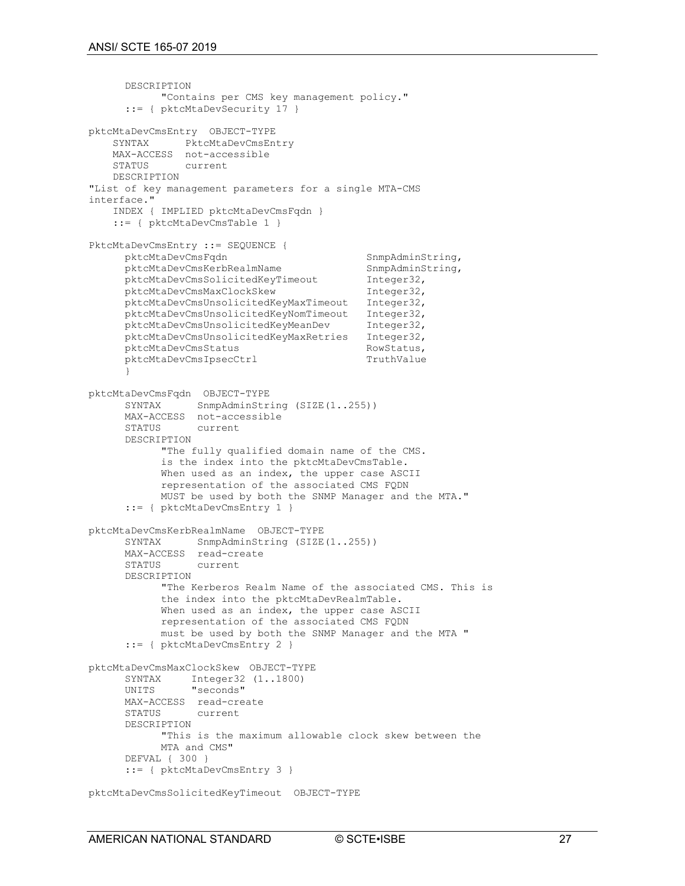```
      DESCRIPTION
            "Contains per CMS key management policy."
      ::= { pktcMtaDevSecurity 17 }

pktcMtaDevCmsEntry  OBJECT-TYPE
    SYNTAX      PktcMtaDevCmsEntry
    MAX-ACCESS  not-accessible
    STATUS      current
    DESCRIPTION
"List of key management parameters for a single MTA-CMS
interface."
    INDEX { IMPLIED pktcMtaDevCmsFqdn }
    ::= { pktcMtaDevCmsTable 1 }

PktcMtaDevCmsEntry ::= SEQUENCE {
      pktcMtaDevCmsFqdn                      SnmpAdminString,
      pktcMtaDevCmsKerbRealmName             SnmpAdminString,
      pktcMtaDevCmsSolicitedKeyTimeout       Integer32,
      pktcMtaDevCmsMaxClockSkew              Integer32,
      pktcMtaDevCmsUnsolicitedKeyMaxTimeout  Integer32,
      pktcMtaDevCmsUnsolicitedKeyNomTimeout  Integer32,
      pktcMtaDevCmsUnsolicitedKeyMeanDev     Integer32,
      pktcMtaDevCmsUnsolicitedKeyMaxRetries  Integer32,
      pktcMtaDevCmsStatus                    RowStatus,
      pktcMtaDevCmsIpsecCtrl                 TruthValue
      }

pktcMtaDevCmsFqdn  OBJECT-TYPE
      SYNTAX      SnmpAdminString (SIZE(1..255))
      MAX-ACCESS  not-accessible
      STATUS      current
      DESCRIPTION
            "The fully qualified domain name of the CMS.
            is the index into the pktcMtaDevCmsTable.
            When used as an index, the upper case ASCII
            representation of the associated CMS FQDN
            MUST be used by both the SNMP Manager and the MTA."
      ::= { pktcMtaDevCmsEntry 1 }

pktcMtaDevCmsKerbRealmName  OBJECT-TYPE
      SYNTAX      SnmpAdminString (SIZE(1..255))
      MAX-ACCESS  read-create
      STATUS      current
      DESCRIPTION
            "The Kerberos Realm Name of the associated CMS. This is
            the index into the pktcMtaDevRealmTable.
            When used as an index, the upper case ASCII
            representation of the associated CMS FQDN
            must be used by both the SNMP Manager and the MTA "
      ::= { pktcMtaDevCmsEntry 2 }

pktcMtaDevCmsMaxClockSkew  OBJECT-TYPE
      SYNTAX     Integer32 (1..1800)
      UNITS      "seconds"
      MAX-ACCESS  read-create
      STATUS      current
      DESCRIPTION
            "This is the maximum allowable clock skew between the
            MTA and CMS"
      DEFVAL { 300 }
      ::= { pktcMtaDevCmsEntry 3 }

pktcMtaDevCmsSolicitedKeyTimeout  OBJECT-TYPE
```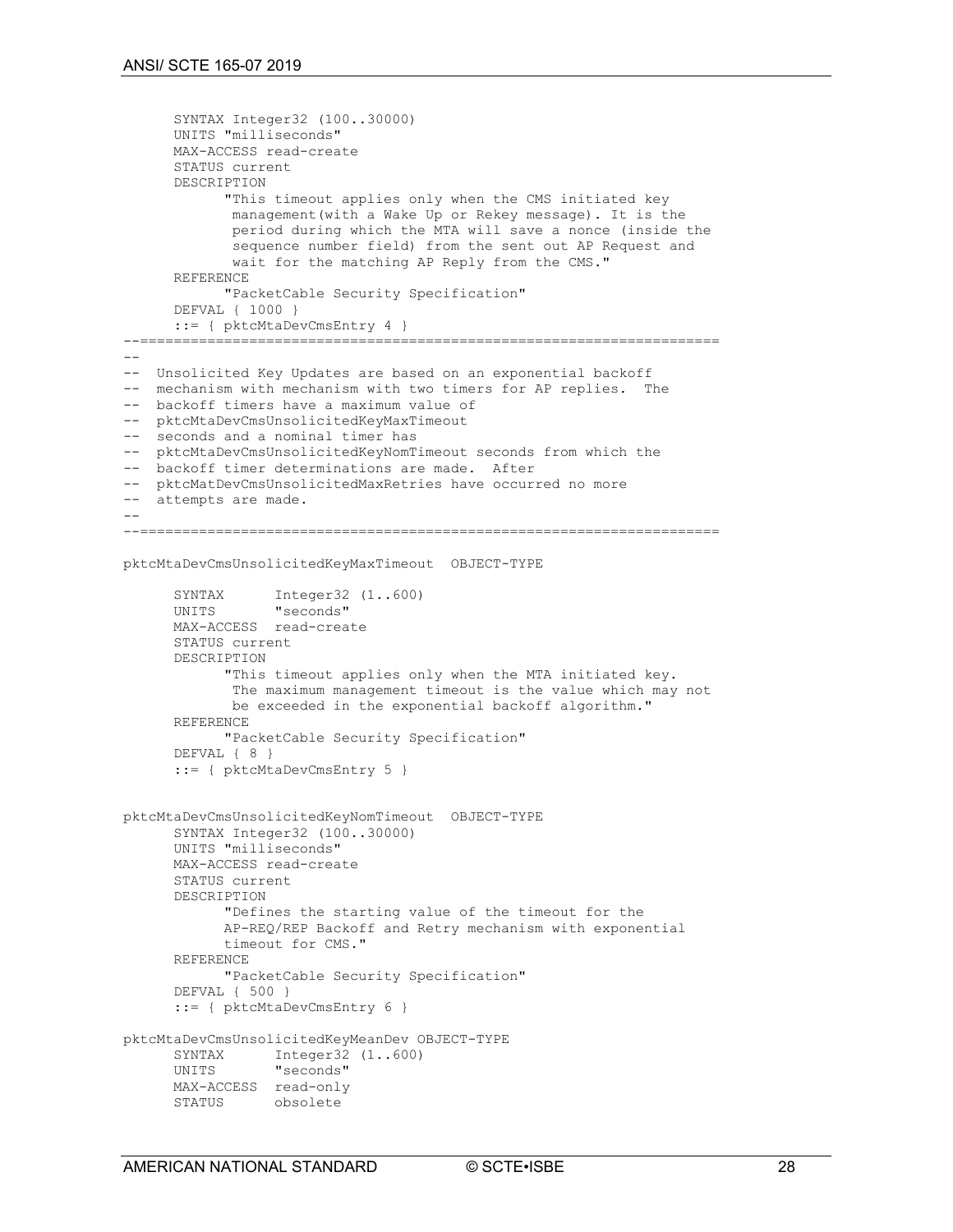```
      SYNTAX Integer32 (100..30000)
      UNITS "milliseconds"
      MAX-ACCESS read-create
      STATUS current
      DESCRIPTION
            "This timeout applies only when the CMS initiated key
             management(with a Wake Up or Rekey message). It is the
             period during which the MTA will save a nonce (inside the
             sequence number field) from the sent out AP Request and
             wait for the matching AP Reply from the CMS."
      REFERENCE
            "PacketCable Security Specification"
      DEFVAL { 1000 }
      ::= { pktcMtaDevCmsEntry 4 }
--=====================================================================
--
--  Unsolicited Key Updates are based on an exponential backoff
--  mechanism with mechanism with two timers for AP replies.  The
--  backoff timers have a maximum value of
--  pktcMtaDevCmsUnsolicitedKeyMaxTimeout
--  seconds and a nominal timer has
--  pktcMtaDevCmsUnsolicitedKeyNomTimeout seconds from which the
--  backoff timer determinations are made.  After
--  pktcMatDevCmsUnsolicitedMaxRetries have occurred no more
--  attempts are made.
--
--=====================================================================

pktcMtaDevCmsUnsolicitedKeyMaxTimeout  OBJECT-TYPE

      SYNTAX      Integer32 (1..600)
      UNITS       "seconds"
      MAX-ACCESS  read-create
      STATUS current
      DESCRIPTION
            "This timeout applies only when the MTA initiated key.
             The maximum management timeout is the value which may not
             be exceeded in the exponential backoff algorithm."
      REFERENCE
            "PacketCable Security Specification"
      DEFVAL { 8 }
      ::= { pktcMtaDevCmsEntry 5 }


pktcMtaDevCmsUnsolicitedKeyNomTimeout  OBJECT-TYPE
      SYNTAX Integer32 (100..30000)
      UNITS "milliseconds"
      MAX-ACCESS read-create
      STATUS current
      DESCRIPTION
            "Defines the starting value of the timeout for the
            AP-REQ/REP Backoff and Retry mechanism with exponential
            timeout for CMS."
      REFERENCE
            "PacketCable Security Specification"
      DEFVAL { 500 }
      ::= { pktcMtaDevCmsEntry 6 }

pktcMtaDevCmsUnsolicitedKeyMeanDev OBJECT-TYPE
      SYNTAX      Integer32 (1..600)
      UNITS       "seconds"
      MAX-ACCESS  read-only
      STATUS      obsolete
```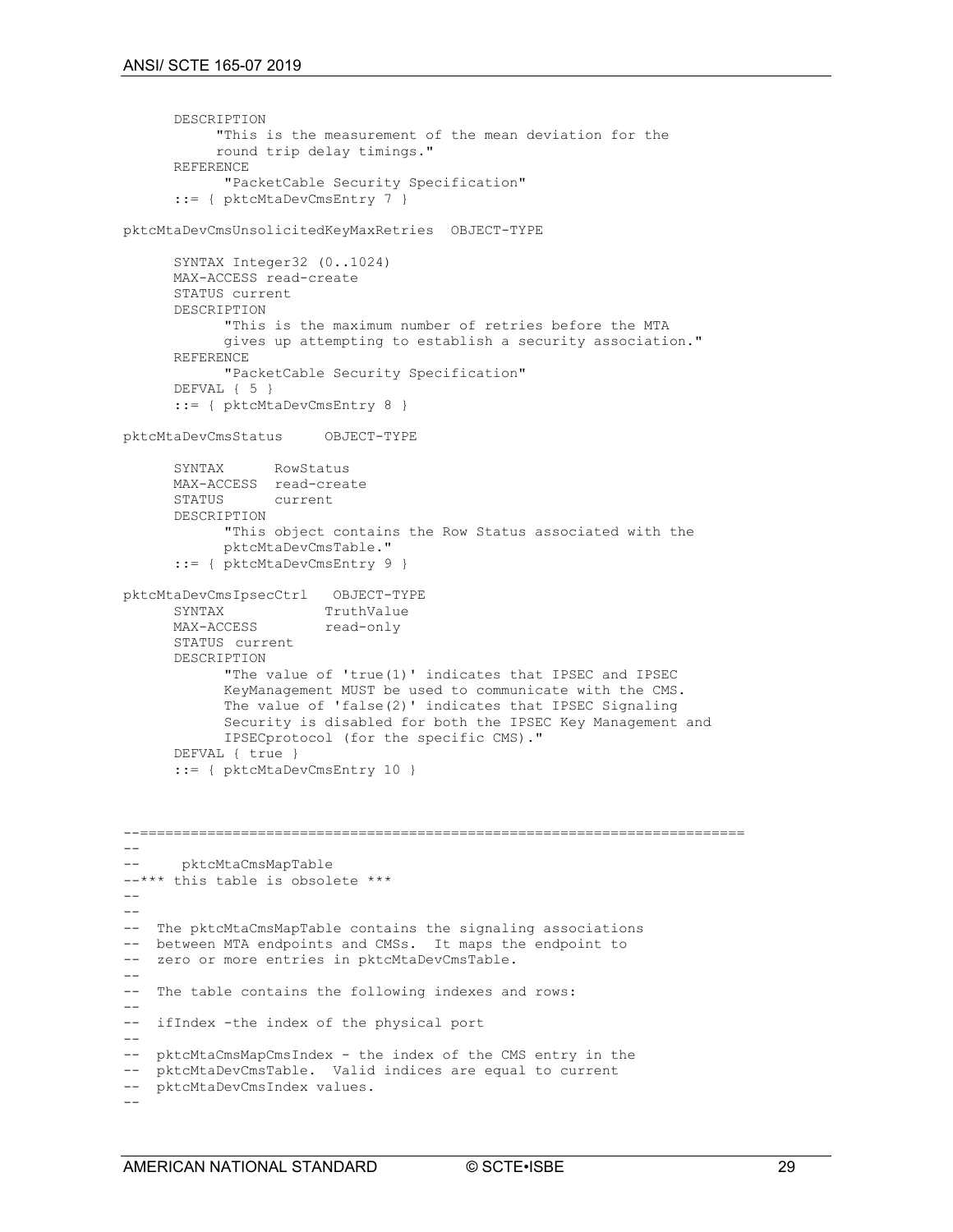```
      DESCRIPTION
           "This is the measurement of the mean deviation for the
           round trip delay timings."
      REFERENCE
           "PacketCable Security Specification"
      ::= { pktcMtaDevCmsEntry 7 }

pktcMtaDevCmsUnsolicitedKeyMaxRetries  OBJECT-TYPE

      SYNTAX Integer32 (0..1024)
      MAX-ACCESS read-create
      STATUS current
      DESCRIPTION
           "This is the maximum number of retries before the MTA
           gives up attempting to establish a security association."
      REFERENCE
           "PacketCable Security Specification"
      DEFVAL { 5 }
      ::= { pktcMtaDevCmsEntry 8 }

pktcMtaDevCmsStatus     OBJECT-TYPE

      SYNTAX      RowStatus
      MAX-ACCESS  read-create
      STATUS      current
      DESCRIPTION
           "This object contains the Row Status associated with the
           pktcMtaDevCmsTable."
      ::= { pktcMtaDevCmsEntry 9 }

pktcMtaDevCmsIpsecCtrl   OBJECT-TYPE
      SYNTAX            TruthValue
      MAX-ACCESS        read-only
      STATUS current
      DESCRIPTION
           "The value of 'true(1)' indicates that IPSEC and IPSEC
           KeyManagement MUST be used to communicate with the CMS.
           The value of 'false(2)' indicates that IPSEC Signaling
           Security is disabled for both the IPSEC Key Management and
           IPSECprotocol (for the specific CMS)."
      DEFVAL { true }
      ::= { pktcMtaDevCmsEntry 10 }



--=======================================================================
--
--     pktcMtaCmsMapTable
--*** this table is obsolete ***
--
--
--  The pktcMtaCmsMapTable contains the signaling associations
--  between MTA endpoints and CMSs.  It maps the endpoint to
--  zero or more entries in pktcMtaDevCmsTable.
--
--  The table contains the following indexes and rows:
--
--  ifIndex -the index of the physical port
--
--  pktcMtaCmsMapCmsIndex - the index of the CMS entry in the
--  pktcMtaDevCmsTable.  Valid indices are equal to current
--  pktcMtaDevCmsIndex values.
--
```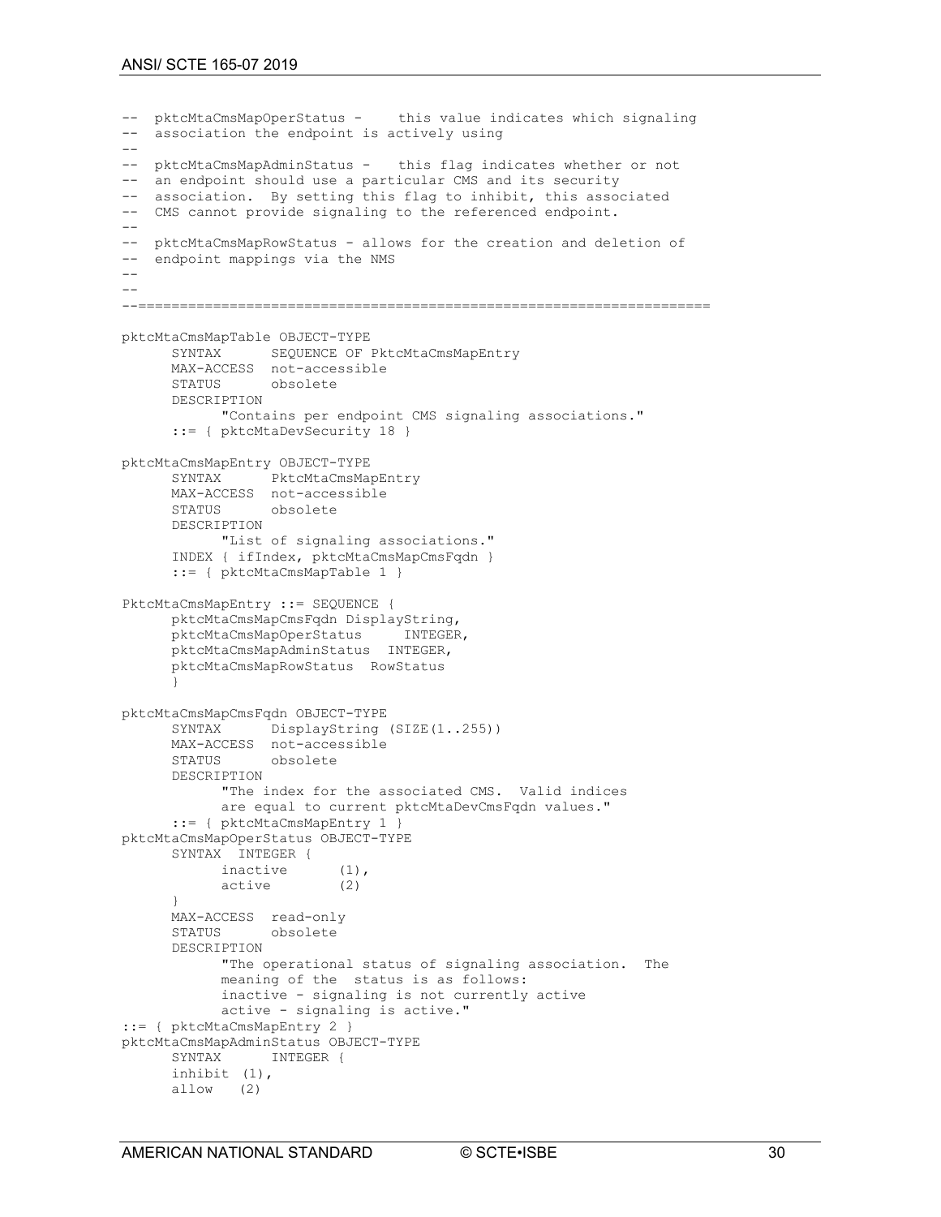```
--  pktcMtaCmsMapOperStatus -    this value indicates which signaling
--  association the endpoint is actively using
--
--  pktcMtaCmsMapAdminStatus -   this flag indicates whether or not
--  an endpoint should use a particular CMS and its security
--  association.  By setting this flag to inhibit, this associated
--  CMS cannot provide signaling to the referenced endpoint.
--
--  pktcMtaCmsMapRowStatus - allows for the creation and deletion of
--  endpoint mappings via the NMS
--
--
--====================================================================

pktcMtaCmsMapTable OBJECT-TYPE
      SYNTAX      SEQUENCE OF PktcMtaCmsMapEntry
      MAX-ACCESS  not-accessible
      STATUS      obsolete
      DESCRIPTION
            "Contains per endpoint CMS signaling associations."
      ::= { pktcMtaDevSecurity 18 }

pktcMtaCmsMapEntry OBJECT-TYPE
      SYNTAX      PktcMtaCmsMapEntry
      MAX-ACCESS  not-accessible
      STATUS      obsolete
      DESCRIPTION
            "List of signaling associations."
      INDEX { ifIndex, pktcMtaCmsMapCmsFqdn }
      ::= { pktcMtaCmsMapTable 1 }

PktcMtaCmsMapEntry ::= SEQUENCE {
      pktcMtaCmsMapCmsFqdn DisplayString,
      pktcMtaCmsMapOperStatus     INTEGER,
      pktcMtaCmsMapAdminStatus  INTEGER,
      pktcMtaCmsMapRowStatus  RowStatus
      }

pktcMtaCmsMapCmsFqdn OBJECT-TYPE
      SYNTAX      DisplayString (SIZE(1..255))
      MAX-ACCESS  not-accessible
      STATUS      obsolete
      DESCRIPTION
            "The index for the associated CMS.  Valid indices
            are equal to current pktcMtaDevCmsFqdn values."
      ::= { pktcMtaCmsMapEntry 1 }
pktcMtaCmsMapOperStatus OBJECT-TYPE
      SYNTAX  INTEGER {
            inactive      (1),
            active        (2)
      }
      MAX-ACCESS  read-only
      STATUS      obsolete
      DESCRIPTION
            "The operational status of signaling association.  The
            meaning of the  status is as follows:
            inactive - signaling is not currently active
            active - signaling is active."
::= { pktcMtaCmsMapEntry 2 }
pktcMtaCmsMapAdminStatus OBJECT-TYPE
      SYNTAX      INTEGER {
      inhibit (1),
      allow   (2)
```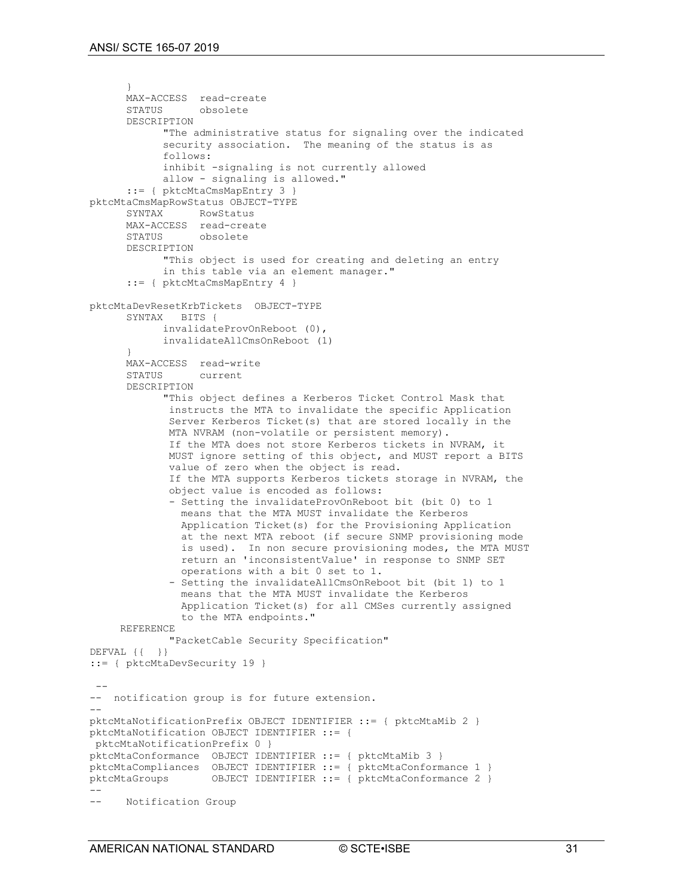```
      }
      MAX-ACCESS  read-create
      STATUS      obsolete
      DESCRIPTION
            "The administrative status for signaling over the indicated
            security association.  The meaning of the status is as
            follows:
            inhibit -signaling is not currently allowed
            allow - signaling is allowed."
      ::= { pktcMtaCmsMapEntry 3 }
pktcMtaCmsMapRowStatus OBJECT-TYPE
      SYNTAX      RowStatus
      MAX-ACCESS  read-create
      STATUS      obsolete
      DESCRIPTION
            "This object is used for creating and deleting an entry
            in this table via an element manager."
      ::= { pktcMtaCmsMapEntry 4 }

pktcMtaDevResetKrbTickets  OBJECT-TYPE
      SYNTAX   BITS {
            invalidateProvOnReboot (0),
            invalidateAllCmsOnReboot (1)
      }
      MAX-ACCESS  read-write
      STATUS      current
      DESCRIPTION
            "This object defines a Kerberos Ticket Control Mask that
             instructs the MTA to invalidate the specific Application
             Server Kerberos Ticket(s) that are stored locally in the
             MTA NVRAM (non-volatile or persistent memory).
             If the MTA does not store Kerberos tickets in NVRAM, it
             MUST ignore setting of this object, and MUST report a BITS
             value of zero when the object is read.
             If the MTA supports Kerberos tickets storage in NVRAM, the
             object value is encoded as follows:
             - Setting the invalidateProvOnReboot bit (bit 0) to 1
               means that the MTA MUST invalidate the Kerberos
               Application Ticket(s) for the Provisioning Application
               at the next MTA reboot (if secure SNMP provisioning mode
               is used).  In non secure provisioning modes, the MTA MUST
               return an 'inconsistentValue' in response to SNMP SET
               operations with a bit 0 set to 1.
             - Setting the invalidateAllCmsOnReboot bit (bit 1) to 1
               means that the MTA MUST invalidate the Kerberos
               Application Ticket(s) for all CMSes currently assigned
               to the MTA endpoints."
     REFERENCE
             "PacketCable Security Specification"
DEFVAL {{  }}
::= { pktcMtaDevSecurity 19 }

 --
--  notification group is for future extension.
--
pktcMtaNotificationPrefix OBJECT IDENTIFIER ::= { pktcMtaMib 2 }
pktcMtaNotification OBJECT IDENTIFIER ::= {
 pktcMtaNotificationPrefix 0 }
pktcMtaConformance  OBJECT IDENTIFIER ::= { pktcMtaMib 3 }
pktcMtaCompliances  OBJECT IDENTIFIER ::= { pktcMtaConformance 1 }
pktcMtaGroups       OBJECT IDENTIFIER ::= { pktcMtaConformance 2 }
--
--    Notification Group
```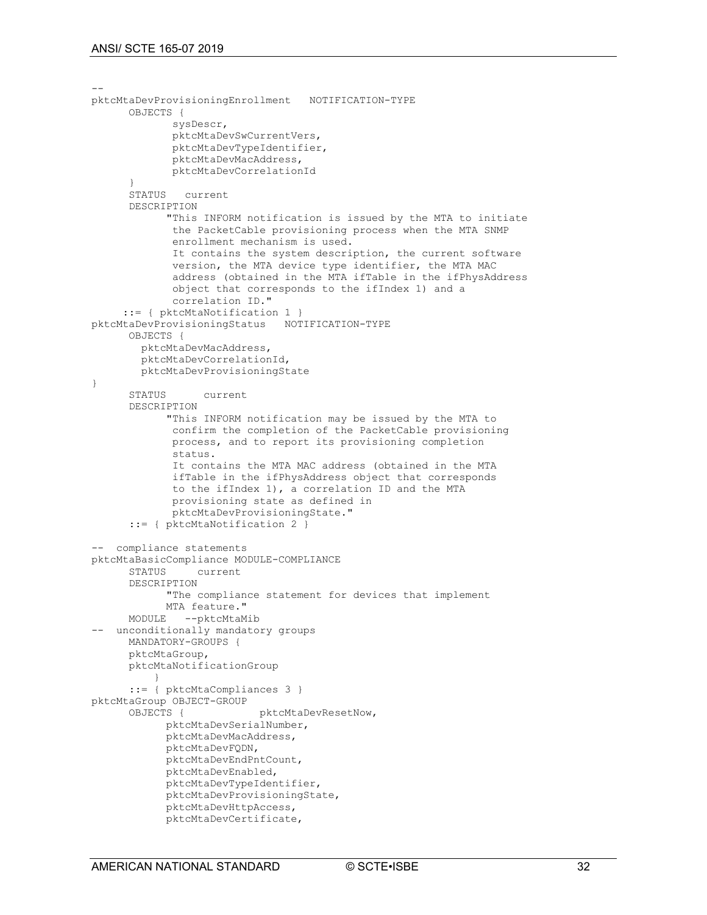```
--
pktcMtaDevProvisioningEnrollment   NOTIFICATION-TYPE
      OBJECTS {
             sysDescr,
             pktcMtaDevSwCurrentVers,
             pktcMtaDevTypeIdentifier,
             pktcMtaDevMacAddress,
             pktcMtaDevCorrelationId
      }
      STATUS   current
      DESCRIPTION
            "This INFORM notification is issued by the MTA to initiate
             the PacketCable provisioning process when the MTA SNMP
             enrollment mechanism is used.
             It contains the system description, the current software
             version, the MTA device type identifier, the MTA MAC
             address (obtained in the MTA ifTable in the ifPhysAddress
             object that corresponds to the ifIndex 1) and a
             correlation ID."
     ::= { pktcMtaNotification 1 }
pktcMtaDevProvisioningStatus   NOTIFICATION-TYPE
      OBJECTS {
        pktcMtaDevMacAddress,
        pktcMtaDevCorrelationId,
        pktcMtaDevProvisioningState
}
      STATUS      current
      DESCRIPTION
            "This INFORM notification may be issued by the MTA to
             confirm the completion of the PacketCable provisioning
             process, and to report its provisioning completion
             status.
             It contains the MTA MAC address (obtained in the MTA
             ifTable in the ifPhysAddress object that corresponds
             to the ifIndex 1), a correlation ID and the MTA
             provisioning state as defined in
             pktcMtaDevProvisioningState."
      ::= { pktcMtaNotification 2 }

--  compliance statements
pktcMtaBasicCompliance MODULE-COMPLIANCE
      STATUS     current
      DESCRIPTION
            "The compliance statement for devices that implement
            MTA feature."
      MODULE   --pktcMtaMib
--  unconditionally mandatory groups
      MANDATORY-GROUPS {
      pktcMtaGroup,
      pktcMtaNotificationGroup
         }
      ::= { pktcMtaCompliances 3 }
pktcMtaGroup OBJECT-GROUP
      OBJECTS {            pktcMtaDevResetNow,
            pktcMtaDevSerialNumber,
            pktcMtaDevMacAddress,
            pktcMtaDevFQDN,
            pktcMtaDevEndPntCount,
            pktcMtaDevEnabled,
            pktcMtaDevTypeIdentifier,
            pktcMtaDevProvisioningState,
            pktcMtaDevHttpAccess,
            pktcMtaDevCertificate,
```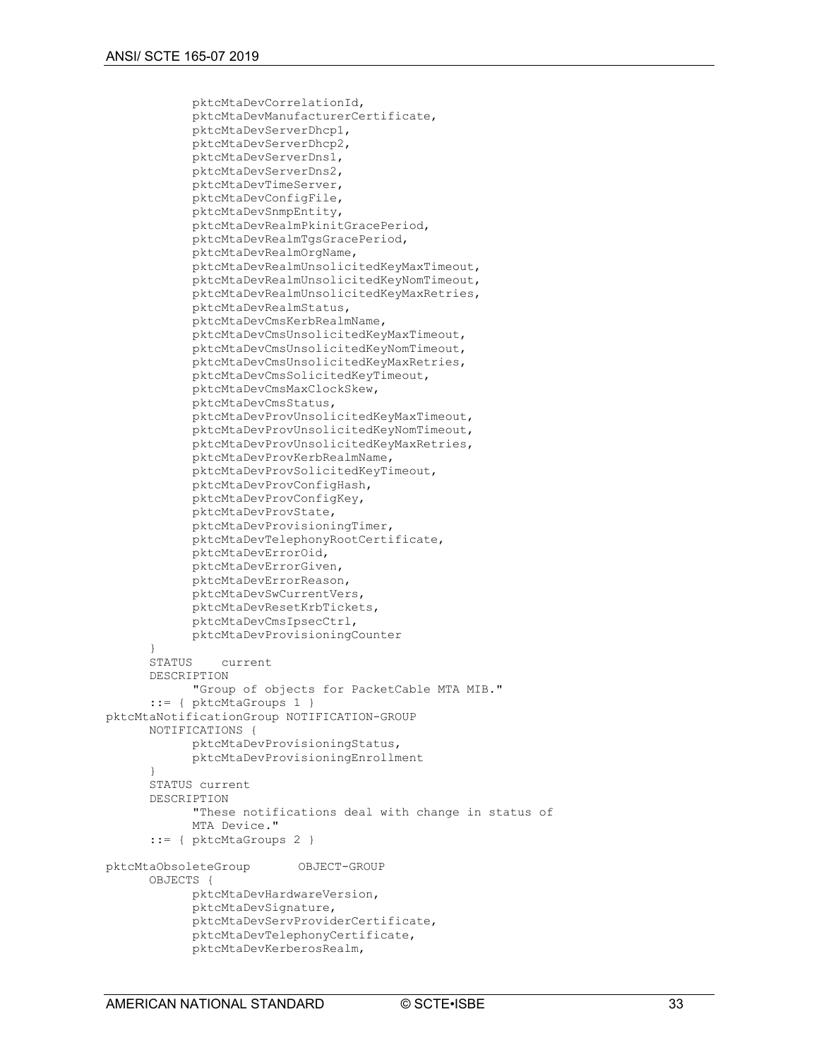```
            pktcMtaDevCorrelationId,
            pktcMtaDevManufacturerCertificate,
            pktcMtaDevServerDhcp1,
            pktcMtaDevServerDhcp2,
            pktcMtaDevServerDns1,
            pktcMtaDevServerDns2,
            pktcMtaDevTimeServer,
            pktcMtaDevConfigFile,
            pktcMtaDevSnmpEntity,
            pktcMtaDevRealmPkinitGracePeriod,
            pktcMtaDevRealmTgsGracePeriod,
            pktcMtaDevRealmOrgName,
            pktcMtaDevRealmUnsolicitedKeyMaxTimeout,
            pktcMtaDevRealmUnsolicitedKeyNomTimeout,
            pktcMtaDevRealmUnsolicitedKeyMaxRetries,
            pktcMtaDevRealmStatus,
            pktcMtaDevCmsKerbRealmName,
            pktcMtaDevCmsUnsolicitedKeyMaxTimeout,
            pktcMtaDevCmsUnsolicitedKeyNomTimeout,
            pktcMtaDevCmsUnsolicitedKeyMaxRetries,
            pktcMtaDevCmsSolicitedKeyTimeout,
            pktcMtaDevCmsMaxClockSkew,
            pktcMtaDevCmsStatus,
            pktcMtaDevProvUnsolicitedKeyMaxTimeout,
            pktcMtaDevProvUnsolicitedKeyNomTimeout,
            pktcMtaDevProvUnsolicitedKeyMaxRetries,
            pktcMtaDevProvKerbRealmName,
            pktcMtaDevProvSolicitedKeyTimeout,
            pktcMtaDevProvConfigHash,
            pktcMtaDevProvConfigKey,
            pktcMtaDevProvState,
            pktcMtaDevProvisioningTimer,
            pktcMtaDevTelephonyRootCertificate,
            pktcMtaDevErrorOid,
            pktcMtaDevErrorGiven,
            pktcMtaDevErrorReason,
            pktcMtaDevSwCurrentVers,
            pktcMtaDevResetKrbTickets,
            pktcMtaDevCmsIpsecCtrl,
            pktcMtaDevProvisioningCounter
      }
      STATUS    current
      DESCRIPTION
            "Group of objects for PacketCable MTA MIB."
      ::= { pktcMtaGroups 1 }
pktcMtaNotificationGroup NOTIFICATION-GROUP
      NOTIFICATIONS {
            pktcMtaDevProvisioningStatus,
            pktcMtaDevProvisioningEnrollment
      }
      STATUS current
      DESCRIPTION
            "These notifications deal with change in status of
            MTA Device."
      ::= { pktcMtaGroups 2 }

pktcMtaObsoleteGroup       OBJECT-GROUP
      OBJECTS {
            pktcMtaDevHardwareVersion,
            pktcMtaDevSignature,
            pktcMtaDevServProviderCertificate,
            pktcMtaDevTelephonyCertificate,
            pktcMtaDevKerberosRealm,
```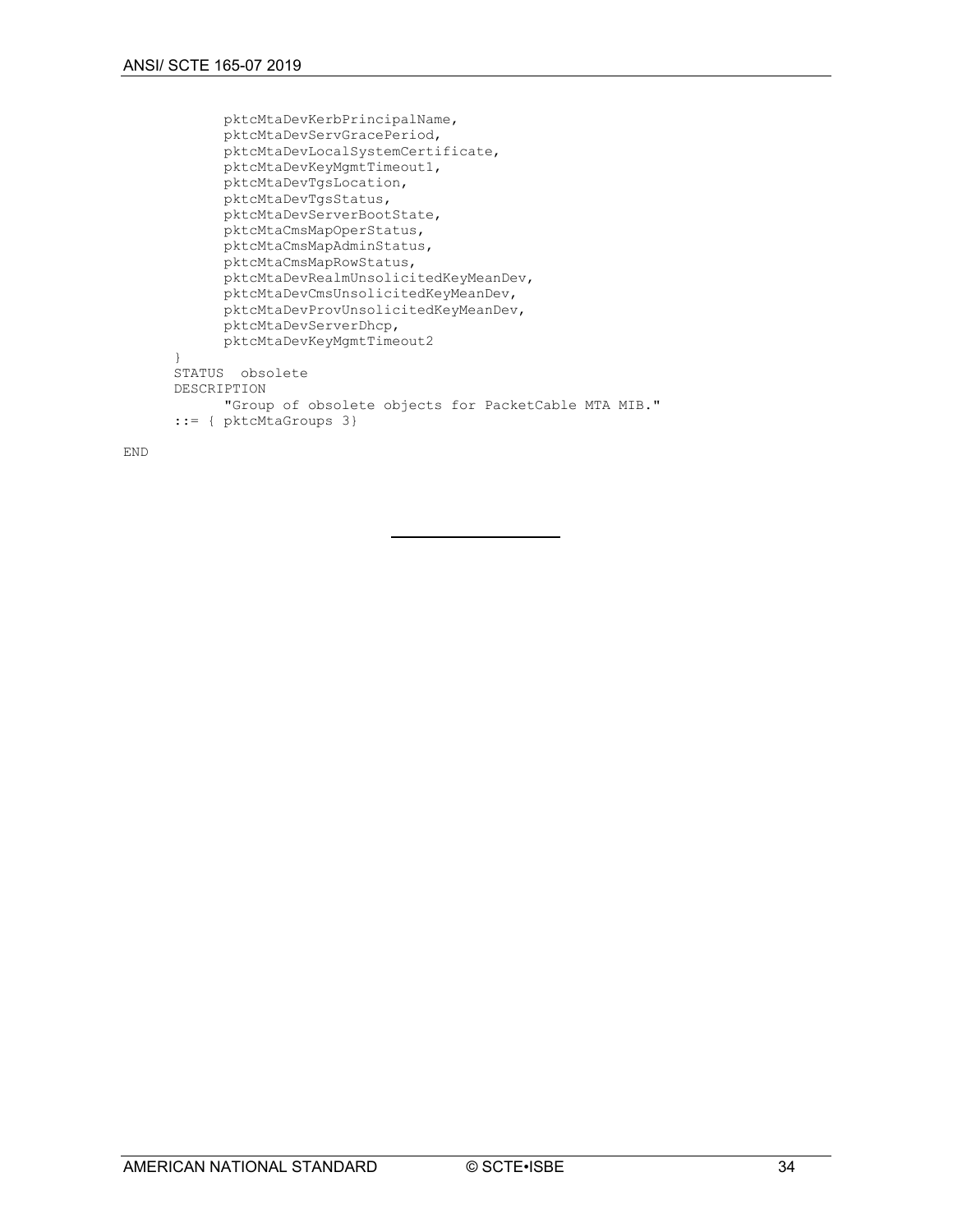```
            pktcMtaDevKerbPrincipalName,
            pktcMtaDevServGracePeriod,
            pktcMtaDevLocalSystemCertificate,
            pktcMtaDevKeyMgmtTimeout1,
            pktcMtaDevTgsLocation,
            pktcMtaDevTgsStatus,
            pktcMtaDevServerBootState,
            pktcMtaCmsMapOperStatus,
            pktcMtaCmsMapAdminStatus,
            pktcMtaCmsMapRowStatus,
            pktcMtaDevRealmUnsolicitedKeyMeanDev,
            pktcMtaDevCmsUnsolicitedKeyMeanDev,
            pktcMtaDevProvUnsolicitedKeyMeanDev,
            pktcMtaDevServerDhcp,
            pktcMtaDevKeyMgmtTimeout2
        }
        STATUS  obsolete
        DESCRIPTION
            "Group of obsolete objects for PacketCable MTA MIB."
        ::= { pktcMtaGroups 3}

END
```